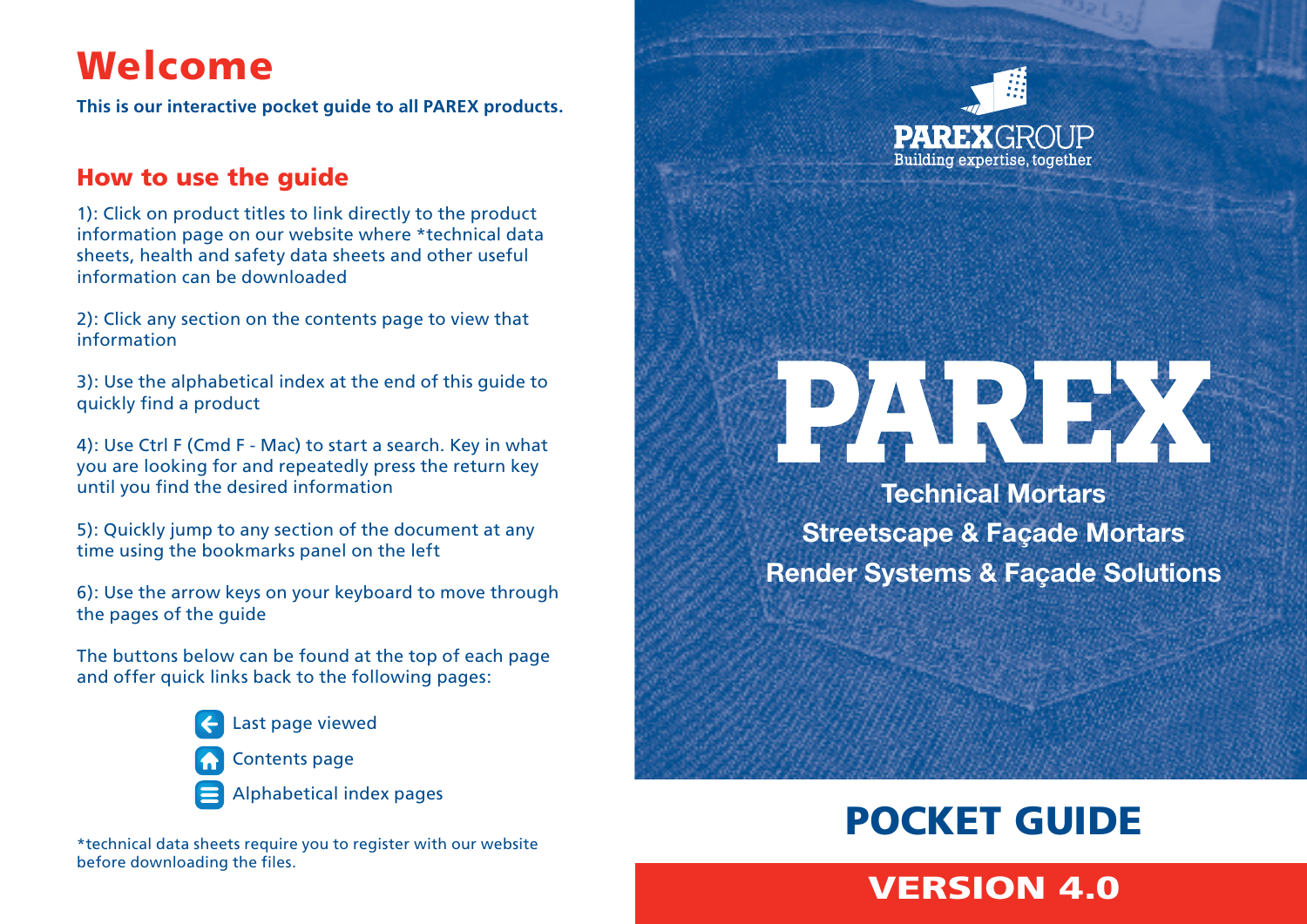# Welcome

**This is our interactive pocket guide to all PAREX products.**

## How to use the guide

1): Click on product titles to link directly to the product information page on our website where *technical data sheets, health and safety data sheets and other useful information can be downloaded

2): Click any section on the contents page to view that information

3): Use the alphabetical index at the end of this guide to quickly find a product

4): Use Ctrl F (Cmd F - Mac) to start a search. Key in what you are looking for and repeatedly press the return key until you find the desired information

5): Quickly jump to any section of the document at any time using the bookmarks panel on the left

6): Use the arrow keys on your keyboard to move through the pages of the guide

The buttons below can be found at the top of each page and offer quick links back to the following pages:

- Last page viewed
- Contents page
- Alphabetical index pages

*technical data sheets require you to register with our website before downloading the files.

PAREXGROUP
Building expertise, together

# PAREX

**Technical Mortars**
**Streetscape & Façade Mortars**
**Render Systems & Façade Solutions**

## POCKET GUIDE

## VERSION 4.0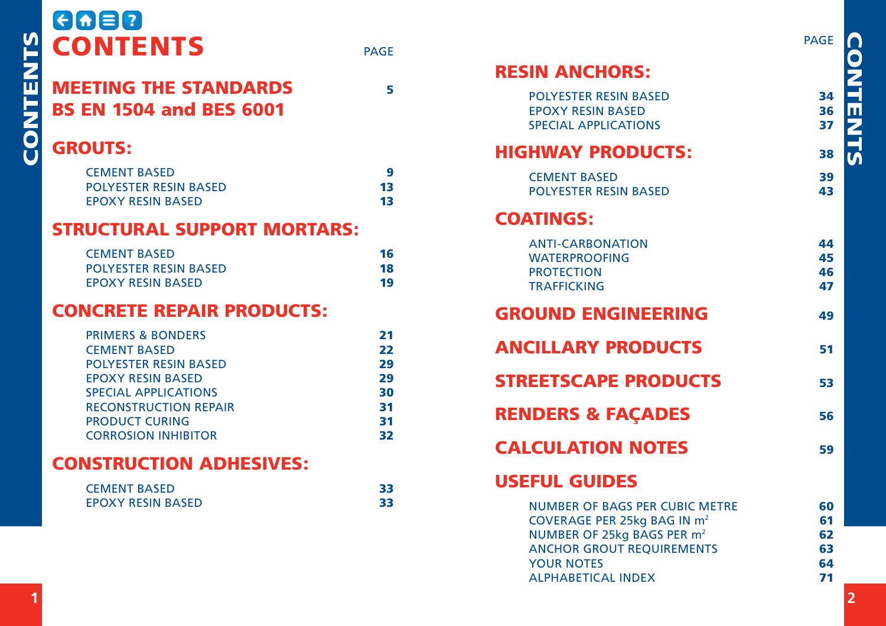# CONTENTS

| | PAGE |
|---|---|
| **MEETING THE STANDARDS BS EN 1504 and BES 6001** | **5** |
| **GROUTS:** | |
| CEMENT BASED | 9 |
| POLYESTER RESIN BASED | 13 |
| EPOXY RESIN BASED | 13 |
| **STRUCTURAL SUPPORT MORTARS:** | |
| CEMENT BASED | 16 |
| POLYESTER RESIN BASED | 18 |
| EPOXY RESIN BASED | 19 |
| **CONCRETE REPAIR PRODUCTS:** | |
| PRIMERS & BONDERS | 21 |
| CEMENT BASED | 22 |
| POLYESTER RESIN BASED | 29 |
| EPOXY RESIN BASED | 29 |
| SPECIAL APPLICATIONS | 30 |
| RECONSTRUCTION REPAIR | 31 |
| PRODUCT CURING | 31 |
| CORROSION INHIBITOR | 32 |
| **CONSTRUCTION ADHESIVES:** | |
| CEMENT BASED | 33 |
| EPOXY RESIN BASED | 33 |
| **RESIN ANCHORS:** | |
| POLYESTER RESIN BASED | 34 |
| EPOXY RESIN BASED | 36 |
| SPECIAL APPLICATIONS | 37 |
| **HIGHWAY PRODUCTS:** | **38** |
| CEMENT BASED | 39 |
| POLYESTER RESIN BASED | 43 |
| **COATINGS:** | |
| ANTI-CARBONATION | 44 |
| WATERPROOFING | 45 |
| PROTECTION | 46 |
| TRAFFICKING | 47 |
| **GROUND ENGINEERING** | **49** |
| **ANCILLARY PRODUCTS** | **51** |
| **STREETSCAPE PRODUCTS** | **53** |
| **RENDERS & FAÇADES** | **56** |
| **CALCULATION NOTES** | **59** |
| **USEFUL GUIDES** | |
| NUMBER OF BAGS PER CUBIC METRE | 60 |
| COVERAGE PER 25kg BAG IN $m^2$ | 61 |
| NUMBER OF 25kg BAGS PER $m^2$ | 62 |
| ANCHOR GROUT REQUIREMENTS | 63 |
| YOUR NOTES | 64 |
| ALPHABETICAL INDEX | 71 |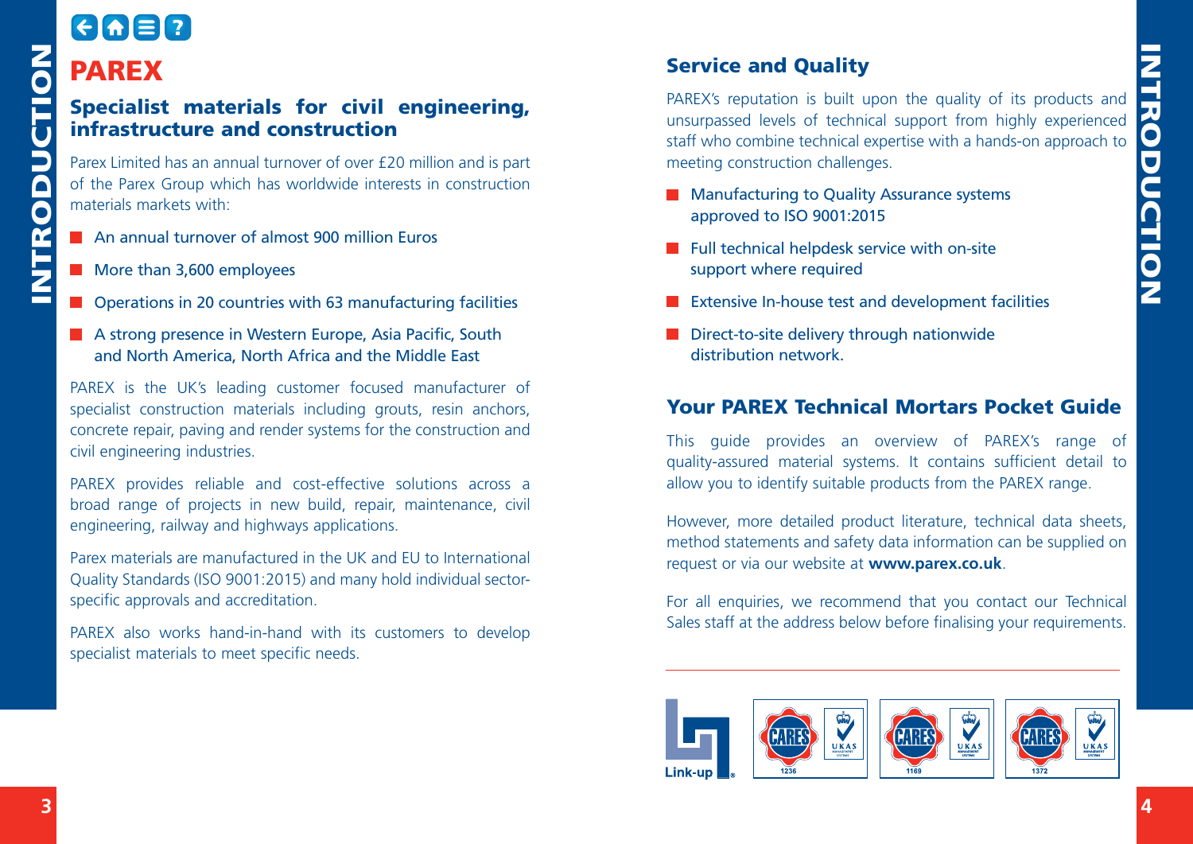# PAREX

## Specialist materials for civil engineering, infrastructure and construction

Parex Limited has an annual turnover of over £20 million and is part of the Parex Group which has worldwide interests in construction materials markets with:

- An annual turnover of almost 900 million Euros
- More than 3,600 employees
- Operations in 20 countries with 63 manufacturing facilities
- A strong presence in Western Europe, Asia Pacific, South and North America, North Africa and the Middle East

PAREX is the UK's leading customer focused manufacturer of specialist construction materials including grouts, resin anchors, concrete repair, paving and render systems for the construction and civil engineering industries.

PAREX provides reliable and cost-effective solutions across a broad range of projects in new build, repair, maintenance, civil engineering, railway and highways applications.

Parex materials are manufactured in the UK and EU to International Quality Standards (ISO 9001:2015) and many hold individual sector-specific approvals and accreditation.

PAREX also works hand-in-hand with its customers to develop specialist materials to meet specific needs.

## Service and Quality

PAREX's reputation is built upon the quality of its products and unsurpassed levels of technical support from highly experienced staff who combine technical expertise with a hands-on approach to meeting construction challenges.

- Manufacturing to Quality Assurance systems approved to ISO 9001:2015
- Full technical helpdesk service with on-site support where required
- Extensive In-house test and development facilities
- Direct-to-site delivery through nationwide distribution network.

## Your PAREX Technical Mortars Pocket Guide

This guide provides an overview of PAREX's range of quality-assured material systems. It contains sufficient detail to allow you to identify suitable products from the PAREX range.

However, more detailed product literature, technical data sheets, method statements and safety data information can be supplied on request or via our website at **www.parex.co.uk**.

For all enquiries, we recommend that you contact our Technical Sales staff at the address below before finalising your requirements.

Link-up

CARES UKAS 1236

CARES UKAS 1169

CARES UKAS 1372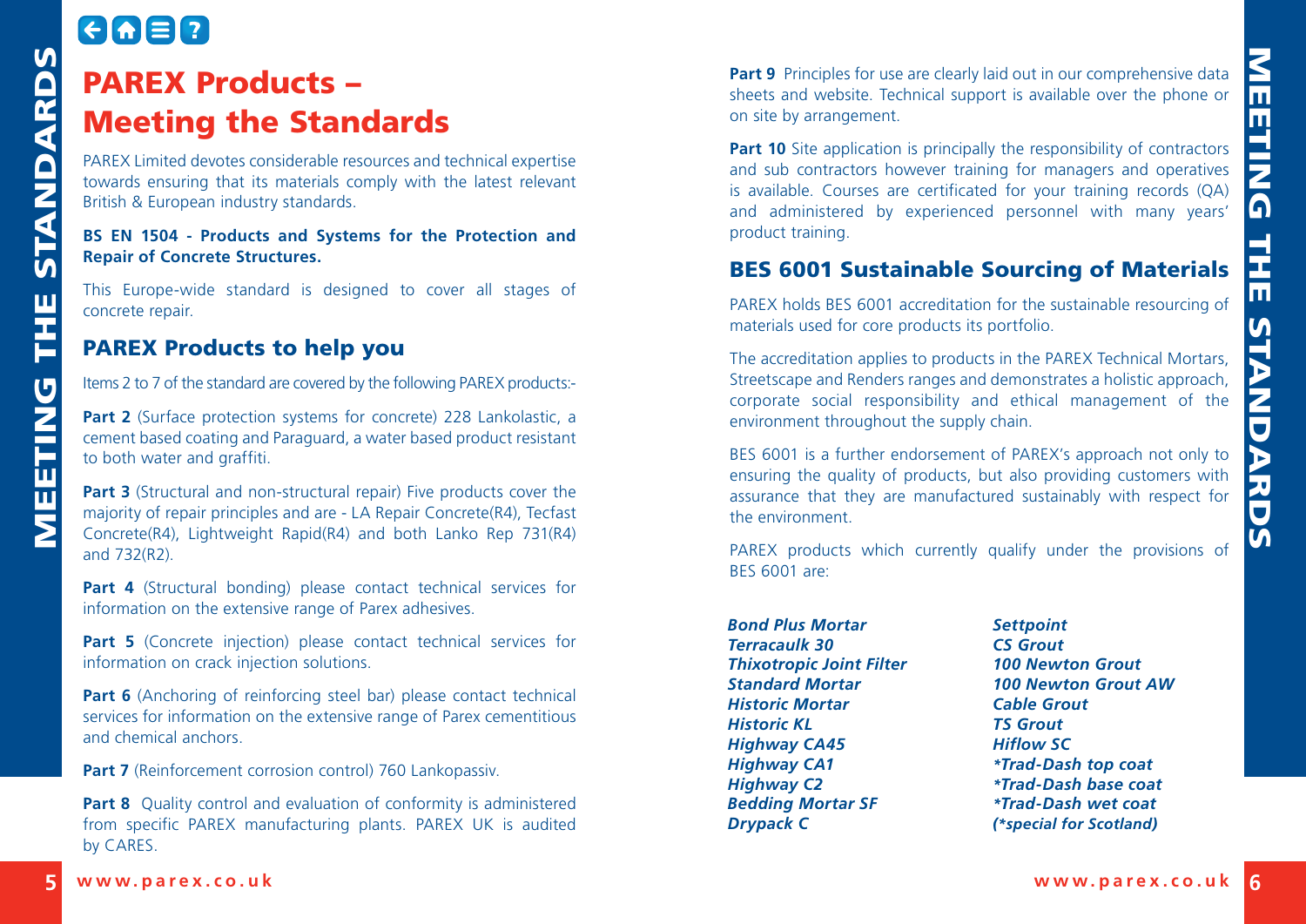# PAREX Products – Meeting the Standards

PAREX Limited devotes considerable resources and technical expertise towards ensuring that its materials comply with the latest relevant British & European industry standards.

**BS EN 1504 - Products and Systems for the Protection and Repair of Concrete Structures.**

This Europe-wide standard is designed to cover all stages of concrete repair.

## PAREX Products to help you

Items 2 to 7 of the standard are covered by the following PAREX products:-

**Part 2** (Surface protection systems for concrete) 228 Lankolastic, a cement based coating and Paraguard, a water based product resistant to both water and graffiti.

**Part 3** (Structural and non-structural repair) Five products cover the majority of repair principles and are - LA Repair Concrete(R4), Tecfast Concrete(R4), Lightweight Rapid(R4) and both Lanko Rep 731(R4) and 732(R2).

**Part 4** (Structural bonding) please contact technical services for information on the extensive range of Parex adhesives.

**Part 5** (Concrete injection) please contact technical services for information on crack injection solutions.

**Part 6** (Anchoring of reinforcing steel bar) please contact technical services for information on the extensive range of Parex cementitious and chemical anchors.

**Part 7** (Reinforcement corrosion control) 760 Lankopassiv.

**Part 8** Quality control and evaluation of conformity is administered from specific PAREX manufacturing plants. PAREX UK is audited by CARES.

**Part 9** Principles for use are clearly laid out in our comprehensive data sheets and website. Technical support is available over the phone or on site by arrangement.

**Part 10** Site application is principally the responsibility of contractors and sub contractors however training for managers and operatives is available. Courses are certificated for your training records (QA) and administered by experienced personnel with many years' product training.

## BES 6001 Sustainable Sourcing of Materials

PAREX holds BES 6001 accreditation for the sustainable resourcing of materials used for core products its portfolio.

The accreditation applies to products in the PAREX Technical Mortars, Streetscape and Renders ranges and demonstrates a holistic approach, corporate social responsibility and ethical management of the environment throughout the supply chain.

BES 6001 is a further endorsement of PAREX's approach not only to ensuring the quality of products, but also providing customers with assurance that they are manufactured sustainably with respect for the environment.

PAREX products which currently qualify under the provisions of BES 6001 are:

***Bond Plus Mortar***
***Terracaulk 30***
***Thixotropic Joint Filter***
***Standard Mortar***
***Historic Mortar***
***Historic KL***
***Highway CA45***
***Highway CA1***
***Highway C2***
***Bedding Mortar SF***
***Drypack C***
***Settpoint***
***CS Grout***
***100 Newton Grout***
***100 Newton Grout AW***
***Cable Grout***
***TS Grout***
***Hiflow SC***
***\*Trad-Dash top coat***
***\*Trad-Dash base coat***
***\*Trad-Dash wet coat***
***(\*special for Scotland)***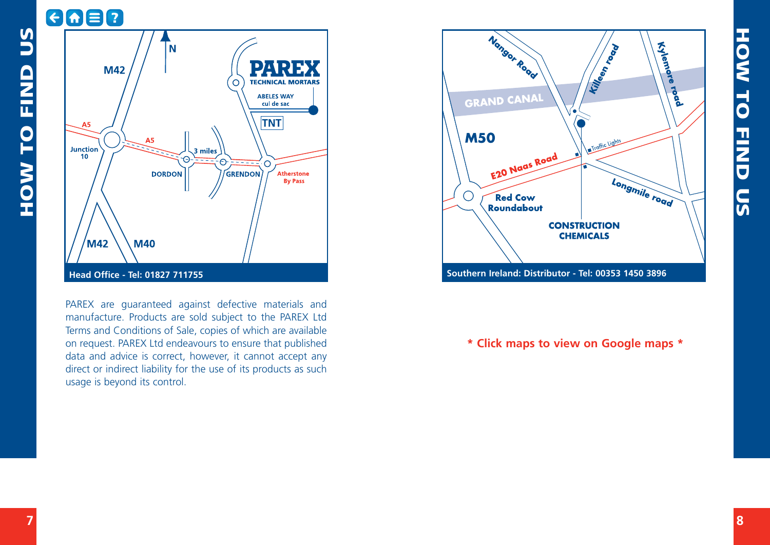# HOW TO FIND US

Head Office - Tel: 01827 711755

PAREX are guaranteed against defective materials and manufacture. Products are sold subject to the PAREX Ltd Terms and Conditions of Sale, copies of which are available on request. PAREX Ltd endeavours to ensure that published data and advice is correct, however, it cannot accept any direct or indirect liability for the use of its products as such usage is beyond its control.

Southern Ireland: Distributor - Tel: 00353 1450 3896

**\* Click maps to view on Google maps \***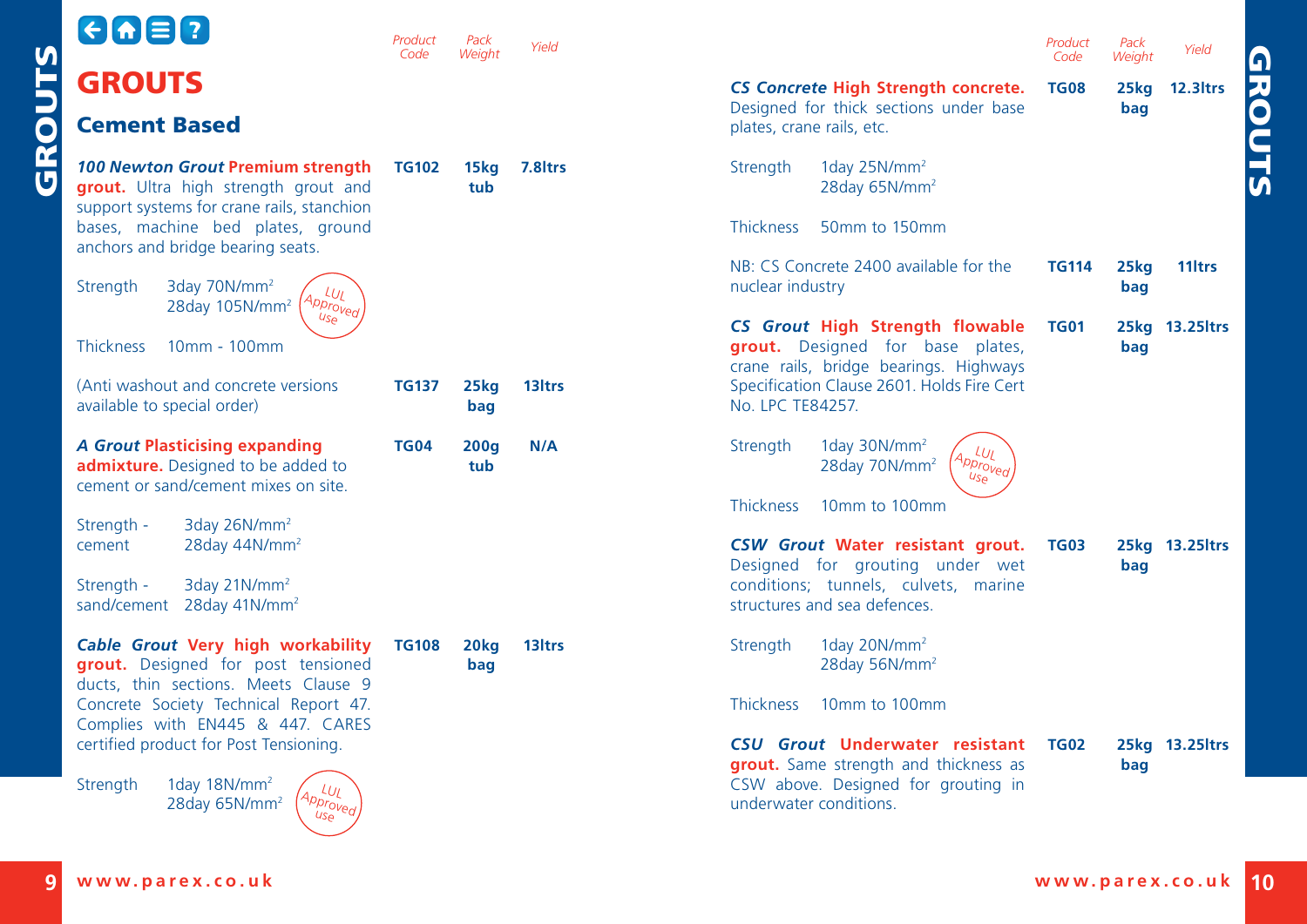# GROUTS

## Cement Based

| | Product Code | Pack Weight | Yield |
|---|---|---|---|
| ***100 Newton Grout* Premium strength grout.** Ultra high strength grout and support systems for crane rails, stanchion bases, machine bed plates, ground anchors and bridge bearing seats. | TG102 | 15kg tub | 7.8ltrs |
| Strength 3day 70N/mm² 28day 105N/mm² (LUL Approved use) | | | |
| Thickness 10mm - 100mm | | | |
| (Anti washout and concrete versions available to special order) | TG137 | 25kg bag | 13ltrs |
| ***A Grout* Plasticising expanding admixture.** Designed to be added to cement or sand/cement mixes on site. | TG04 | 200g tub | N/A |
| Strength - cement 3day 26N/mm² 28day 44N/mm² | | | |
| Strength - sand/cement 3day 21N/mm² 28day 41N/mm² | | | |
| ***Cable Grout* Very high workability grout.** Designed for post tensioned ducts, thin sections. Meets Clause 9 Concrete Society Technical Report 47. Complies with EN445 & 447. CARES certified product for Post Tensioning. | TG108 | 20kg bag | 13ltrs |
| Strength 1day 18N/mm² 28day 65N/mm² (LUL Approved use) | | | |

| | Product Code | Pack Weight | Yield |
|---|---|---|---|
| ***CS Concrete* High Strength concrete.** Designed for thick sections under base plates, crane rails, etc. | TG08 | 25kg bag | 12.3ltrs |
| Strength 1day 25N/mm² 28day 65N/mm² | | | |
| Thickness 50mm to 150mm | | | |
| NB: CS Concrete 2400 available for the nuclear industry | TG114 | 25kg bag | 11ltrs |
| ***CS Grout* High Strength flowable grout.** Designed for base plates, crane rails, bridge bearings. Highways Specification Clause 2601. Holds Fire Cert No. LPC TE84257. | TG01 | 25kg bag | 13.25ltrs |
| Strength 1day 30N/mm² 28day 70N/mm² (LUL Approved use) | | | |
| Thickness 10mm to 100mm | | | |
| ***CSW Grout* Water resistant grout.** Designed for grouting under wet conditions; tunnels, culvets, marine structures and sea defences. | TG03 | 25kg bag | 13.25ltrs |
| Strength 1day 20N/mm² 28day 56N/mm² | | | |
| Thickness 10mm to 100mm | | | |
| ***CSU Grout* Underwater resistant grout.** Same strength and thickness as CSW above. Designed for grouting in underwater conditions. | TG02 | 25kg bag | 13.25ltrs |

www.parex.co.uk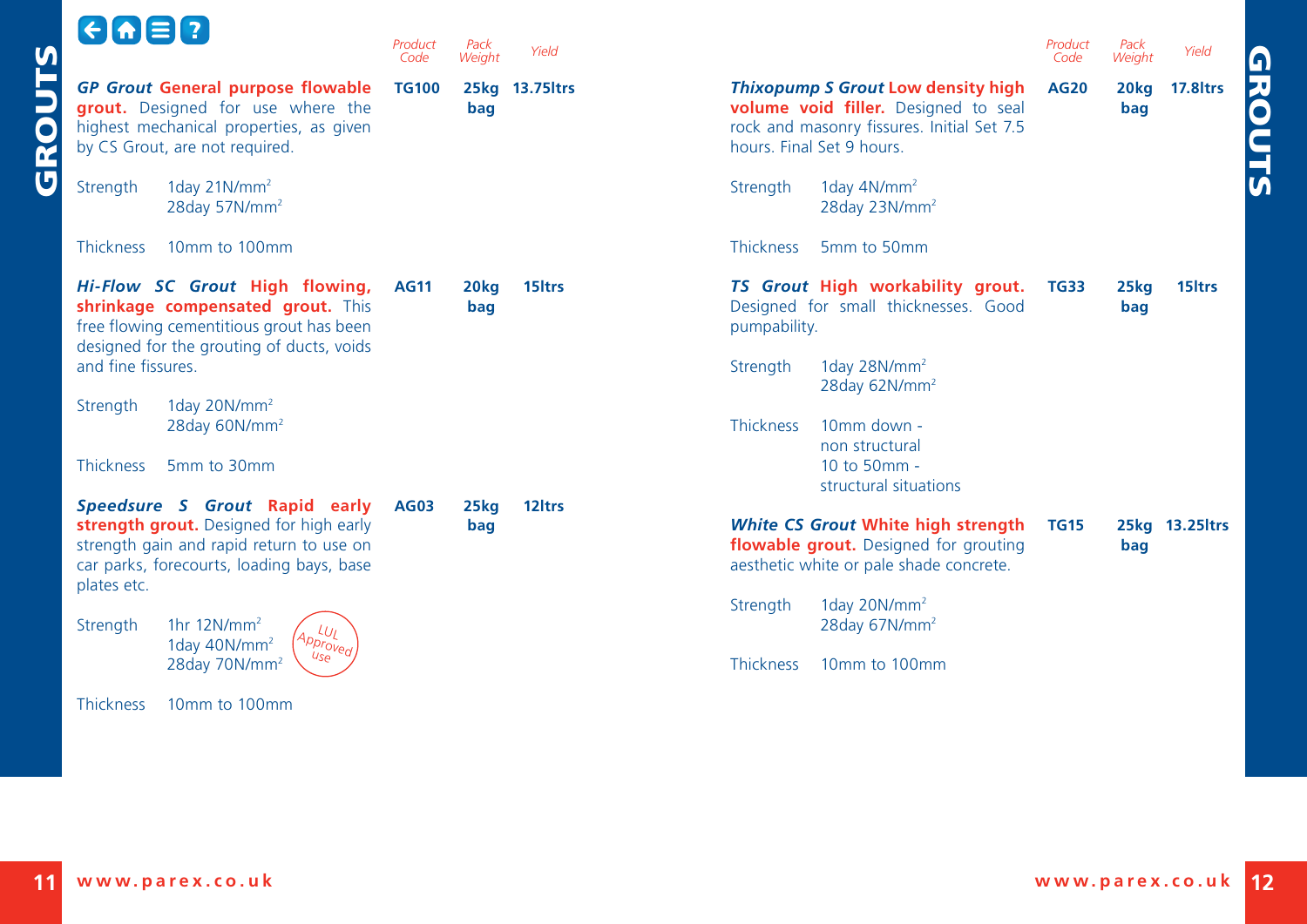# GROUTS

| Product | Product Code | Pack Weight | Yield |
|---|---|---|---|
| ***GP Grout*** **General purpose flowable grout.** Designed for use where the highest mechanical properties, as given by CS Grout, are not required. | **TG100** | **25kg bag** | **13.75ltrs** |
| ***Hi-Flow SC Grout*** **High flowing, shrinkage compensated grout.** This free flowing cementitious grout has been designed for the grouting of ducts, voids and fine fissures. | **AG11** | **20kg bag** | **15ltrs** |
| ***Speedsure S Grout*** **Rapid early strength grout.** Designed for high early strength gain and rapid return to use on car parks, forecourts, loading bays, base plates etc. | **AG03** | **25kg bag** | **12ltrs** |
| ***Thixopump S Grout*** **Low density high volume void filler.** Designed to seal rock and masonry fissures. Initial Set 7.5 hours. Final Set 9 hours. | **AG20** | **20kg bag** | **17.8ltrs** |
| ***TS Grout*** **High workability grout.** Designed for small thicknesses. Good pumpability. | **TG33** | **25kg bag** | **15ltrs** |
| ***White CS Grout*** **White high strength flowable grout.** Designed for grouting aesthetic white or pale shade concrete. | **TG15** | **25kg bag** | **13.25ltrs** |

***GP Grout***

Strength: 1day 21N/mm$^2$, 28day 57N/mm$^2$

Thickness: 10mm to 100mm

***Hi-Flow SC Grout***

Strength: 1day 20N/mm$^2$, 28day 60N/mm$^2$

Thickness: 5mm to 30mm

***Speedsure S Grout***

Strength: 1hr 12N/mm$^2$, 1day 40N/mm$^2$, 28day 70N/mm$^2$ (LUL Approved use)

Thickness: 10mm to 100mm

***Thixopump S Grout***

Strength: 1day 4N/mm$^2$, 28day 23N/mm$^2$

Thickness: 5mm to 50mm

***TS Grout***

Strength: 1day 28N/mm$^2$, 28day 62N/mm$^2$

Thickness: 10mm down - non structural; 10 to 50mm - structural situations

***White CS Grout***

Strength: 1day 20N/mm$^2$, 28day 67N/mm$^2$

Thickness: 10mm to 100mm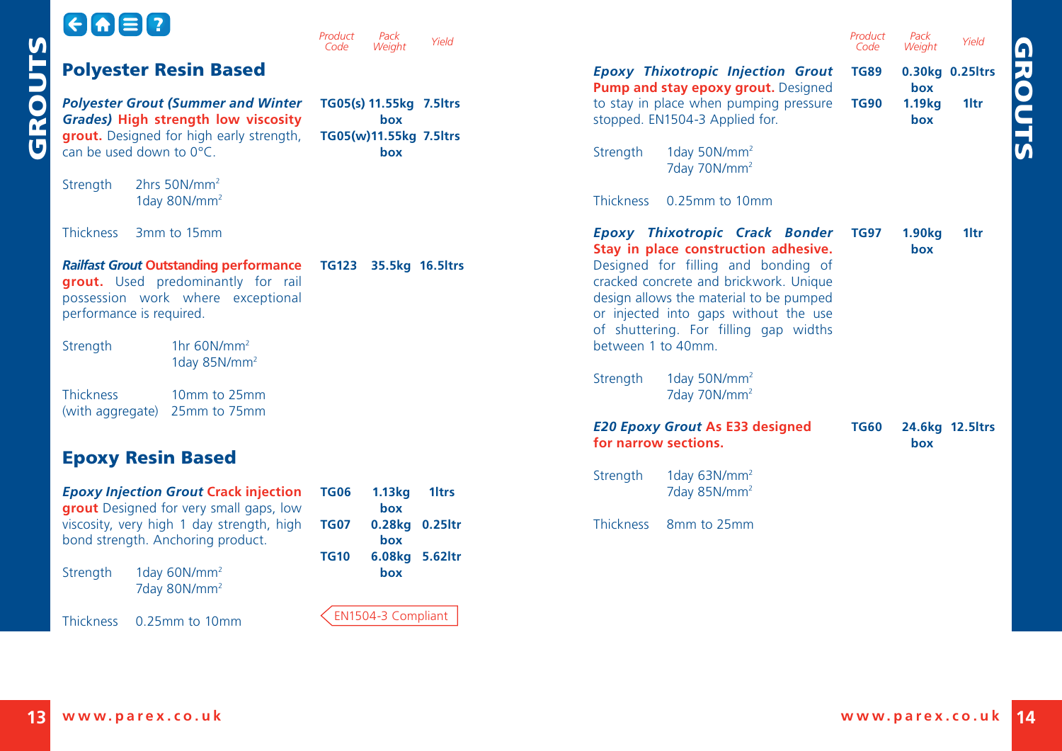## Polyester Resin Based

| Product Code | Pack Weight | Yield |
|---|---|---|
| TG05(s) | 11.55kg box | 7.5ltrs |
| TG05(w) | 11.55kg box | 7.5ltrs |

***Polyester Grout (Summer and Winter Grades)*** **High strength low viscosity grout.** Designed for high early strength, can be used down to 0°C.

Strength 2hrs 50N/mm$^2$
1day 80N/mm$^2$

Thickness 3mm to 15mm

| Product Code | Pack Weight | Yield |
|---|---|---|
| TG123 | 35.5kg | 16.5ltrs |

***Railfast Grout*** **Outstanding performance grout.** Used predominantly for rail possession work where exceptional performance is required.

Strength 1hr 60N/mm$^2$
1day 85N/mm$^2$

Thickness 10mm to 25mm
(with aggregate) 25mm to 75mm

## Epoxy Resin Based

| Product Code | Pack Weight | Yield |
|---|---|---|
| TG06 | 1.13kg box | 1ltrs |
| TG07 | 0.28kg box | 0.25ltr |
| TG10 | 6.08kg box | 5.62ltr |

***Epoxy Injection Grout*** **Crack injection grout** Designed for very small gaps, low viscosity, very high 1 day strength, high bond strength. Anchoring product.

Strength 1day 60N/mm$^2$
7day 80N/mm$^2$

Thickness 0.25mm to 10mm

EN1504-3 Compliant

| Product Code | Pack Weight | Yield |
|---|---|---|
| TG89 | 0.30kg box | 0.25ltrs |
| TG90 | 1.19kg box | 1ltr |

***Epoxy Thixotropic Injection Grout*** **Pump and stay epoxy grout.** Designed to stay in place when pumping pressure stopped. EN1504-3 Applied for.

Strength 1day 50N/mm$^2$
7day 70N/mm$^2$

Thickness 0.25mm to 10mm

| Product Code | Pack Weight | Yield |
|---|---|---|
| TG97 | 1.90kg box | 1ltr |

***Epoxy Thixotropic Crack Bonder*** **Stay in place construction adhesive.** Designed for filling and bonding of cracked concrete and brickwork. Unique design allows the material to be pumped or injected into gaps without the use of shuttering. For filling gap widths between 1 to 40mm.

Strength 1day 50N/mm$^2$
7day 70N/mm$^2$

| Product Code | Pack Weight | Yield |
|---|---|---|
| TG60 | 24.6kg box | 12.5ltrs |

***E20 Epoxy Grout*** **As E33 designed for narrow sections.**

Strength 1day 63N/mm$^2$
7day 85N/mm$^2$

Thickness 8mm to 25mm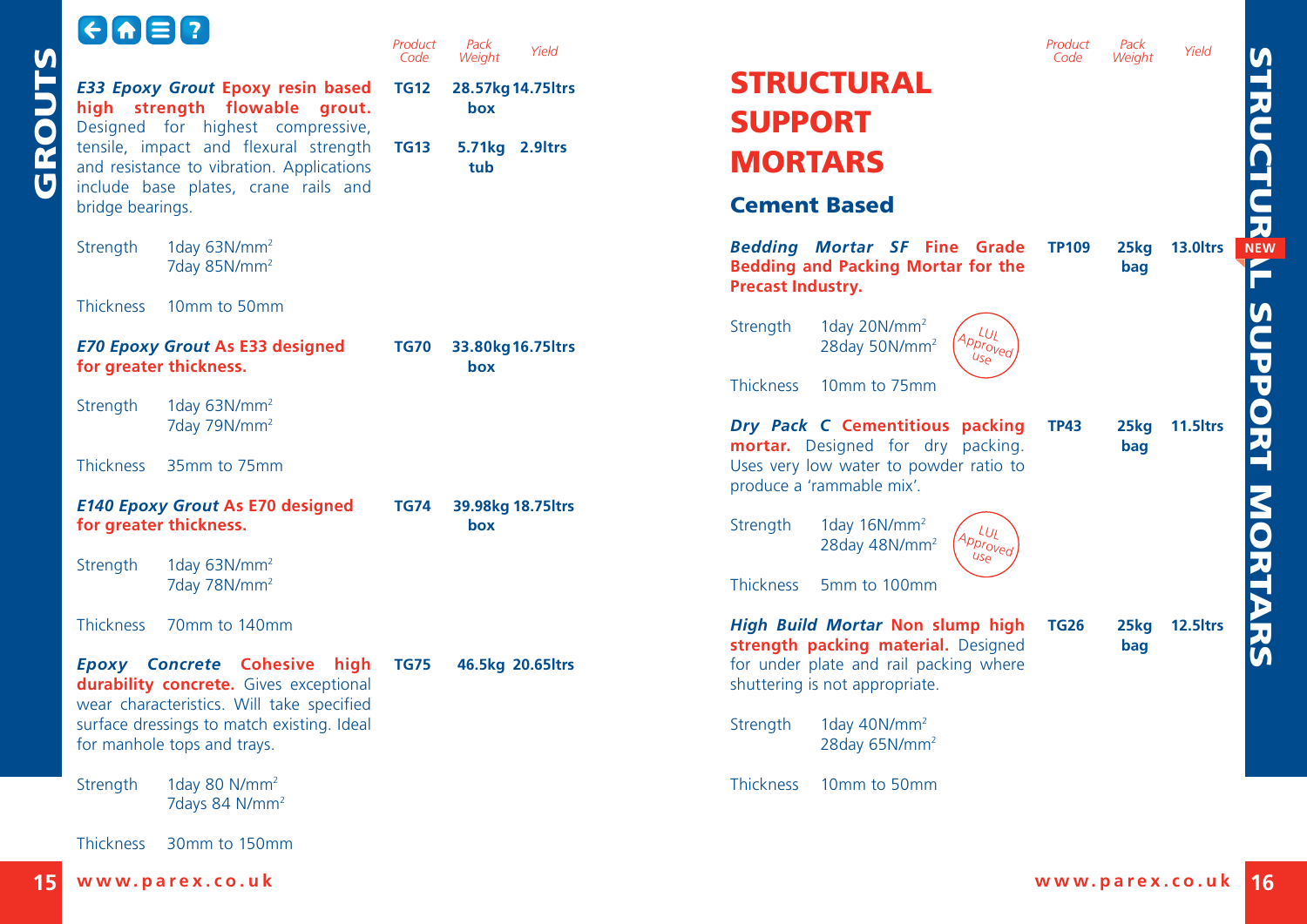# GROUTS

| Product | Product Code | Pack Weight | Yield |
|---|---|---|---|
| ***E33 Epoxy Grout*** **Epoxy resin based high strength flowable grout.** Designed for highest compressive, tensile, impact and flexural strength and resistance to vibration. Applications include base plates, crane rails and bridge bearings. | **TG12** | **28.57kg box** | **14.75ltrs** |
| | **TG13** | **5.71kg tub** | **2.9ltrs** |

Strength 1day 63N/mm²
7day 85N/mm²

Thickness 10mm to 50mm

| Product | Product Code | Pack Weight | Yield |
|---|---|---|---|
| ***E70 Epoxy Grout*** **As E33 designed for greater thickness.** | **TG70** | **33.80kg box** | **16.75ltrs** |

Strength 1day 63N/mm²
7day 79N/mm²

Thickness 35mm to 75mm

| Product | Product Code | Pack Weight | Yield |
|---|---|---|---|
| ***E140 Epoxy Grout*** **As E70 designed for greater thickness.** | **TG74** | **39.98kg box** | **18.75ltrs** |

Strength 1day 63N/mm²
7day 78N/mm²

Thickness 70mm to 140mm

| Product | Product Code | Pack Weight | Yield |
|---|---|---|---|
| ***Epoxy Concrete*** **Cohesive high durability concrete.** Gives exceptional wear characteristics. Will take specified surface dressings to match existing. Ideal for manhole tops and trays. | **TG75** | **46.5kg** | **20.65ltrs** |

Strength 1day 80 N/mm²
7days 84 N/mm²

Thickness 30mm to 150mm

# STRUCTURAL SUPPORT MORTARS

## Cement Based

| Product | Product Code | Pack Weight | Yield |
|---|---|---|---|
| ***Bedding Mortar SF*** **Fine Grade Bedding and Packing Mortar for the Precast Industry.** (NEW) | **TP109** | **25kg bag** | **13.0ltrs** |

Strength 1day 20N/mm²
28day 50N/mm²
LUL Approved use

Thickness 10mm to 75mm

| Product | Product Code | Pack Weight | Yield |
|---|---|---|---|
| ***Dry Pack C*** **Cementitious packing mortar.** Designed for dry packing. Uses very low water to powder ratio to produce a 'rammable mix'. | **TP43** | **25kg bag** | **11.5ltrs** |

Strength 1day 16N/mm²
28day 48N/mm²
LUL Approved use

Thickness 5mm to 100mm

| Product | Product Code | Pack Weight | Yield |
|---|---|---|---|
| ***High Build Mortar*** **Non slump high strength packing material.** Designed for under plate and rail packing where shuttering is not appropriate. | **TG26** | **25kg bag** | **12.5ltrs** |

Strength 1day 40N/mm²
28day 65N/mm²

Thickness 10mm to 50mm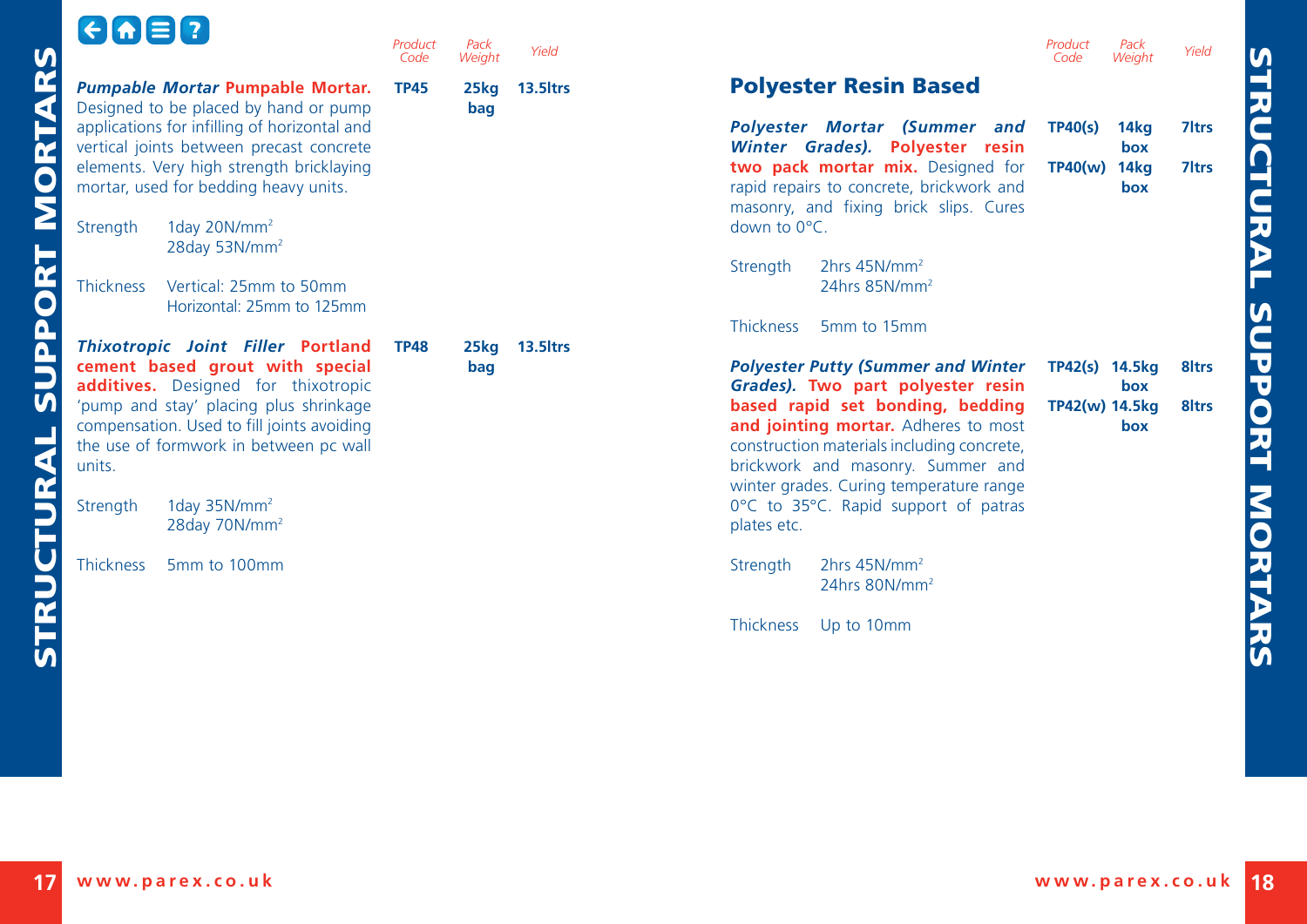## STRUCTURAL SUPPORT MORTARS

| | Product Code | Pack Weight | Yield |
|---|---|---|---|
| ***Pumpable Mortar* Pumpable Mortar.** Designed to be placed by hand or pump applications for infilling of horizontal and vertical joints between precast concrete elements. Very high strength bricklaying mortar, used for bedding heavy units. | **TP45** | **25kg bag** | **13.5ltrs** |

Strength 1day 20N/mm$^2$
28day 53N/mm$^2$

Thickness Vertical: 25mm to 50mm
Horizontal: 25mm to 125mm

| | Product Code | Pack Weight | Yield |
|---|---|---|---|
| ***Thixotropic Joint Filler* Portland cement based grout with special additives.** Designed for thixotropic 'pump and stay' placing plus shrinkage compensation. Used to fill joints avoiding the use of formwork in between pc wall units. | **TP48** | **25kg bag** | **13.5ltrs** |

Strength 1day 35N/mm$^2$
28day 70N/mm$^2$

Thickness 5mm to 100mm

## Polyester Resin Based

| | Product Code | Pack Weight | Yield |
|---|---|---|---|
| ***Polyester Mortar (Summer and Winter Grades).* Polyester resin two pack mortar mix.** Designed for rapid repairs to concrete, brickwork and masonry, and fixing brick slips. Cures down to 0°C. | **TP40(s)** | **14kg box** | **7ltrs** |
| | **TP40(w)** | **14kg box** | **7ltrs** |

Strength 2hrs 45N/mm$^2$
24hrs 85N/mm$^2$

Thickness 5mm to 15mm

| | Product Code | Pack Weight | Yield |
|---|---|---|---|
| ***Polyester Putty (Summer and Winter Grades).* Two part polyester resin based rapid set bonding, bedding and jointing mortar.** Adheres to most construction materials including concrete, brickwork and masonry. Summer and winter grades. Curing temperature range 0°C to 35°C. Rapid support of patras plates etc. | **TP42(s)** | **14.5kg box** | **8ltrs** |
| | **TP42(w)** | **14.5kg box** | **8ltrs** |

Strength 2hrs 45N/mm$^2$
24hrs 80N/mm$^2$

Thickness Up to 10mm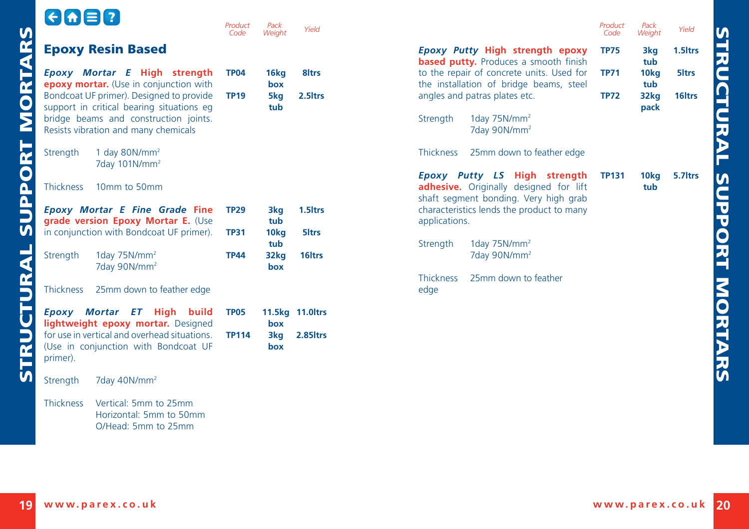## Epoxy Resin Based

***Epoxy Mortar E*** **High strength epoxy mortar.** (Use in conjunction with Bondcoat UF primer). Designed to provide support in critical bearing situations eg bridge beams and construction joints. Resists vibration and many chemicals

| Product Code | Pack Weight | Yield |
|---|---|---|
| TP04 | 16kg box | 8ltrs |
| TP19 | 5kg tub | 2.5ltrs |

Strength 1 day 80N/mm$^2$
7day 101N/mm$^2$

Thickness 10mm to 50mm

***Epoxy Mortar E Fine Grade*** **Fine grade version Epoxy Mortar E.** (Use in conjunction with Bondcoat UF primer).

| Product Code | Pack Weight | Yield |
|---|---|---|
| TP29 | 3kg tub | 1.5ltrs |
| TP31 | 10kg tub | 5ltrs |
| TP44 | 32kg box | 16ltrs |

Strength 1day 75N/mm$^2$
7day 90N/mm$^2$

Thickness 25mm down to feather edge

***Epoxy Mortar ET*** **High build lightweight epoxy mortar.** Designed for use in vertical and overhead situations. (Use in conjunction with Bondcoat UF primer).

| Product Code | Pack Weight | Yield |
|---|---|---|
| TP05 | 11.5kg box | 11.0ltrs |
| TP114 | 3kg box | 2.85ltrs |

Strength 7day 40N/mm$^2$

Thickness Vertical: 5mm to 25mm
Horizontal: 5mm to 50mm
O/Head: 5mm to 25mm

***Epoxy Putty*** **High strength epoxy based putty.** Produces a smooth finish to the repair of concrete units. Used for the installation of bridge beams, steel angles and patras plates etc.

| Product Code | Pack Weight | Yield |
|---|---|---|
| TP75 | 3kg tub | 1.5ltrs |
| TP71 | 10kg tub | 5ltrs |
| TP72 | 32kg pack | 16ltrs |

Strength 1day 75N/mm$^2$
7day 90N/mm$^2$

Thickness 25mm down to feather edge

***Epoxy Putty LS*** **High strength adhesive.** Originally designed for lift shaft segment bonding. Very high grab characteristics lends the product to many applications.

| Product Code | Pack Weight | Yield |
|---|---|---|
| TP131 | 10kg tub | 5.7ltrs |

Strength 1day 75N/mm$^2$
7day 90N/mm$^2$

Thickness 25mm down to feather edge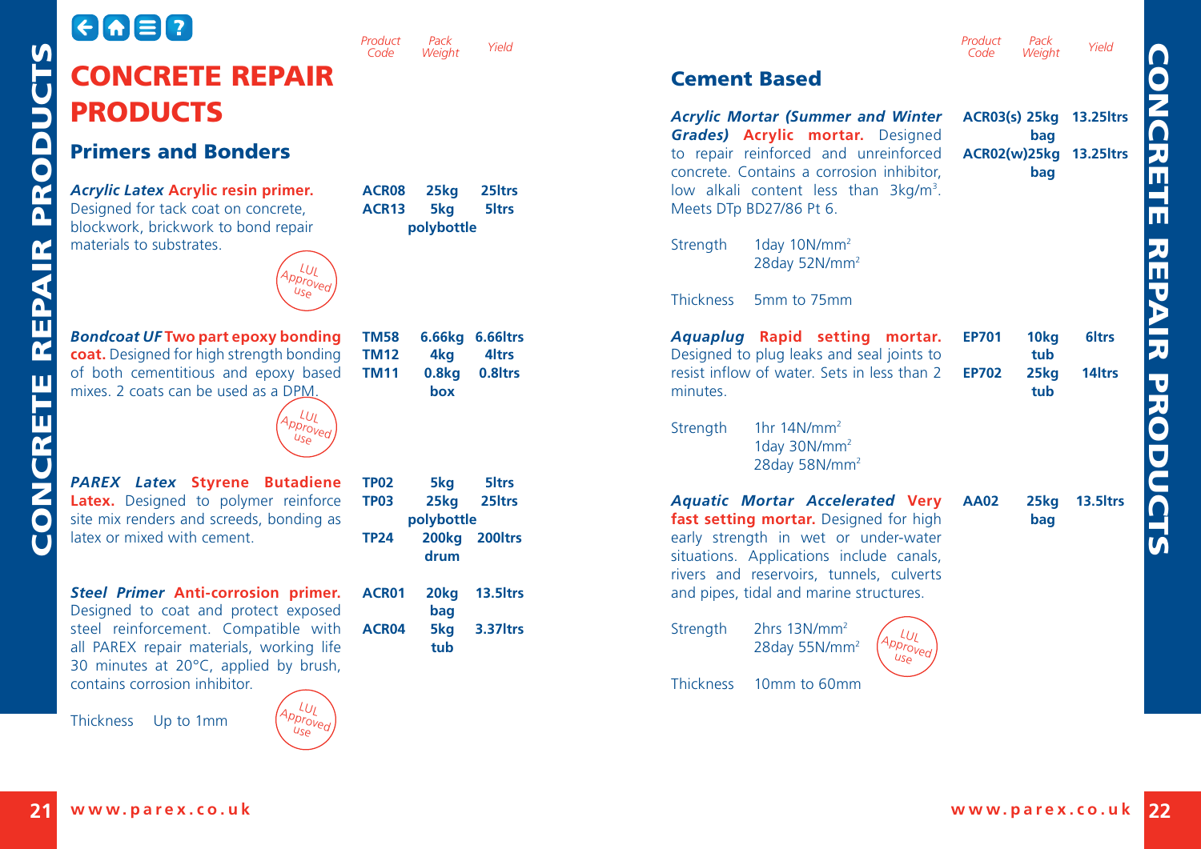# CONCRETE REPAIR PRODUCTS

## Primers and Bonders

| Product | Product Code | Pack Weight | Yield |
|---|---|---|---|
| ***Acrylic Latex* Acrylic resin primer.** Designed for tack coat on concrete, blockwork, brickwork to bond repair materials to substrates. *LUL Approved use* | **ACR08**<br>**ACR13** | **25kg**<br>**5kg**<br>**polybottle** | **25ltrs**<br>**5ltrs** |
| ***Bondcoat UF* Two part epoxy bonding coat.** Designed for high strength bonding of both cementitious and epoxy based mixes. 2 coats can be used as a DPM. *LUL Approved use* | **TM58**<br>**TM12**<br>**TM11** | **6.66kg**<br>**4kg**<br>**0.8kg**<br>**box** | **6.66ltrs**<br>**4ltrs**<br>**0.8ltrs** |
| ***PAREX Latex* Styrene Butadiene Latex.** Designed to polymer reinforce site mix renders and screeds, bonding as latex or mixed with cement. | **TP02**<br>**TP03**<br>**TP24** | **5kg**<br>**25kg**<br>**polybottle**<br>**200kg**<br>**drum** | **5ltrs**<br>**25ltrs**<br>**200ltrs** |
| ***Steel Primer* Anti-corrosion primer.** Designed to coat and protect exposed steel reinforcement. Compatible with all PAREX repair materials, working life 30 minutes at 20°C, applied by brush, contains corrosion inhibitor.<br>Thickness: Up to 1mm. *LUL Approved use* | **ACR01**<br>**ACR04** | **20kg**<br>**bag**<br>**5kg**<br>**tub** | **13.5ltrs**<br>**3.37ltrs** |

## Cement Based

| Product | Product Code | Pack Weight | Yield |
|---|---|---|---|
| ***Acrylic Mortar (Summer and Winter Grades)* Acrylic mortar.** Designed to repair reinforced and unreinforced concrete. Contains a corrosion inhibitor, low alkali content less than 3kg/m³. Meets DTp BD27/86 Pt 6.<br>Strength: 1day 10N/mm², 28day 52N/mm²<br>Thickness: 5mm to 75mm | **ACR03(s)**<br>**ACR02(w)** | **25kg bag**<br>**25kg bag** | **13.25ltrs**<br>**13.25ltrs** |
| ***Aquaplug* Rapid setting mortar.** Designed to plug leaks and seal joints to resist inflow of water. Sets in less than 2 minutes.<br>Strength: 1hr 14N/mm², 1day 30N/mm², 28day 58N/mm² | **EP701**<br>**EP702** | **10kg tub**<br>**25kg tub** | **6ltrs**<br>**14ltrs** |
| ***Aquatic Mortar Accelerated* Very fast setting mortar.** Designed for high early strength in wet or under-water situations. Applications include canals, rivers and reservoirs, tunnels, culverts and pipes, tidal and marine structures.<br>Strength: 2hrs 13N/mm², 28day 55N/mm²<br>Thickness: 10mm to 60mm. *LUL Approved use* | **AA02** | **25kg bag** | **13.5ltrs** |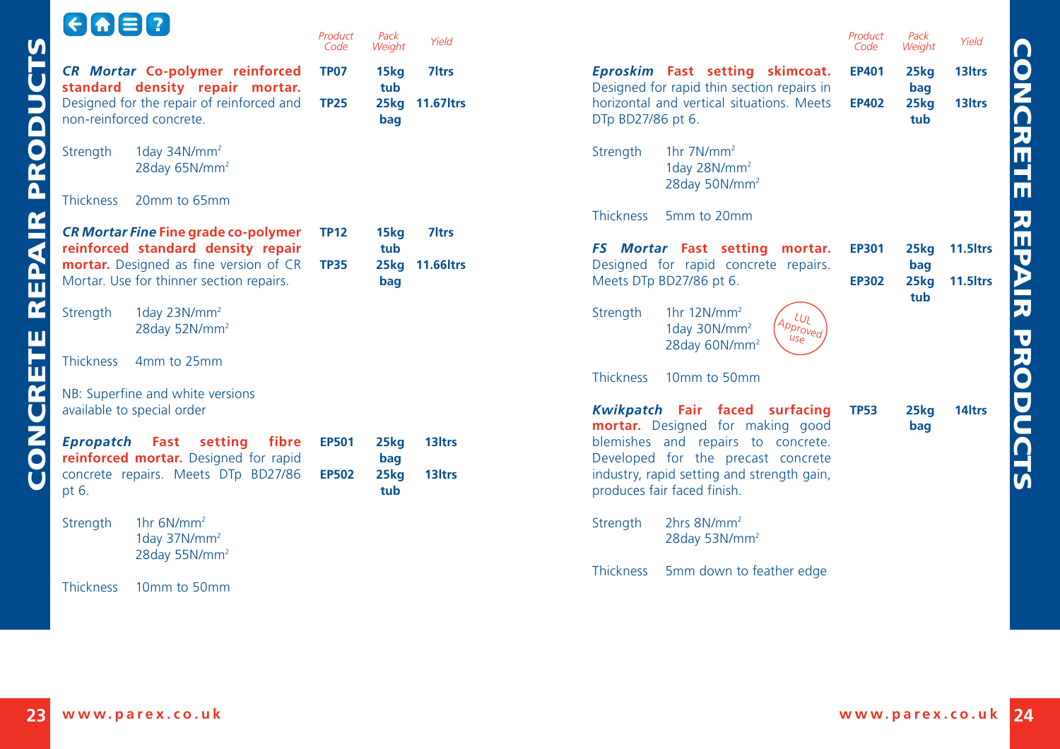# CONCRETE REPAIR PRODUCTS

| | Product Code | Pack Weight | Yield |
|---|---|---|---|
| ***CR Mortar*** **Co-polymer reinforced standard density repair mortar.** Designed for the repair of reinforced and non-reinforced concrete. | **TP07** | **15kg tub** | **7ltrs** |
| | **TP25** | **25kg bag** | **11.67ltrs** |

Strength 1day 34N/mm²
28day 65N/mm²

Thickness 20mm to 65mm

| | Product Code | Pack Weight | Yield |
|---|---|---|---|
| ***CR Mortar Fine*** **Fine grade co-polymer reinforced standard density repair mortar.** Designed as fine version of CR Mortar. Use for thinner section repairs. | **TP12** | **15kg tub** | **7ltrs** |
| | **TP35** | **25kg bag** | **11.66ltrs** |

Strength 1day 23N/mm²
28day 52N/mm²

Thickness 4mm to 25mm

NB: Superfine and white versions available to special order

| | Product Code | Pack Weight | Yield |
|---|---|---|---|
| ***Epropatch*** **Fast setting fibre reinforced mortar.** Designed for rapid concrete repairs. Meets DTp BD27/86 pt 6. | **EP501** | **25kg bag** | **13ltrs** |
| | **EP502** | **25kg tub** | **13ltrs** |

Strength 1hr 6N/mm²
1day 37N/mm²
28day 55N/mm²

Thickness 10mm to 50mm

| | Product Code | Pack Weight | Yield |
|---|---|---|---|
| ***Eproskim*** **Fast setting skimcoat.** Designed for rapid thin section repairs in horizontal and vertical situations. Meets DTp BD27/86 pt 6. | **EP401** | **25kg bag** | **13ltrs** |
| | **EP402** | **25kg tub** | **13ltrs** |

Strength 1hr 7N/mm²
1day 28N/mm²
28day 50N/mm²

Thickness 5mm to 20mm

| | Product Code | Pack Weight | Yield |
|---|---|---|---|
| ***FS Mortar*** **Fast setting mortar.** Designed for rapid concrete repairs. Meets DTp BD27/86 pt 6. | **EP301** | **25kg bag** | **11.5ltrs** |
| | **EP302** | **25kg tub** | **11.5ltrs** |

Strength 1hr 12N/mm²
1day 30N/mm²
28day 60N/mm²

*LUL Approved use*

Thickness 10mm to 50mm

| | Product Code | Pack Weight | Yield |
|---|---|---|---|
| ***Kwikpatch*** **Fair faced surfacing mortar.** Designed for making good blemishes and repairs to concrete. Developed for the precast concrete industry, rapid setting and strength gain, produces fair faced finish. | **TP53** | **25kg bag** | **14ltrs** |

Strength 2hrs 8N/mm²
28day 53N/mm²

Thickness 5mm down to feather edge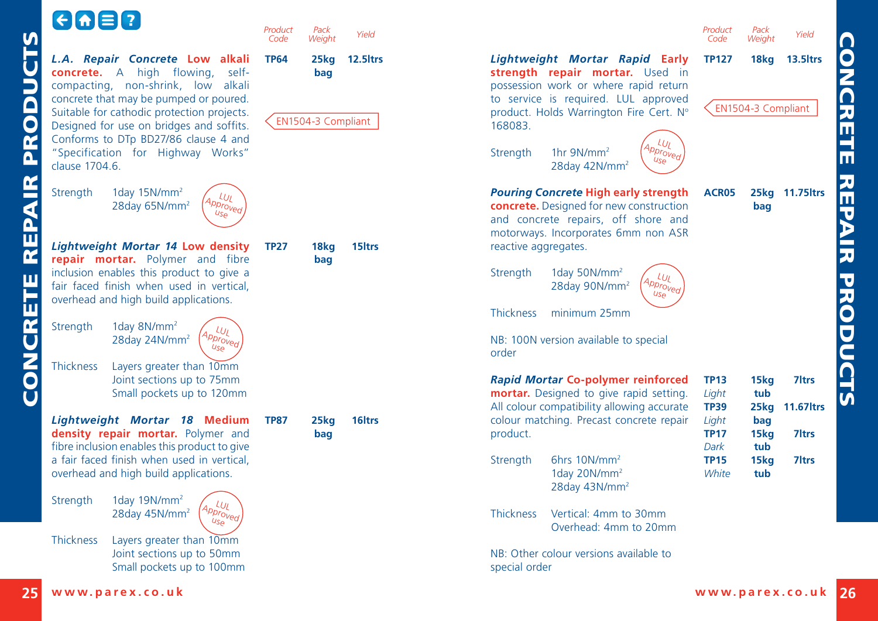# CONCRETE REPAIR PRODUCTS

| | Product Code | Pack Weight | Yield |
|---|---|---|---|
| ***L.A. Repair Concrete*** **Low alkali concrete.** A high flowing, self-compacting, non-shrink, low alkali concrete that may be pumped or poured. Suitable for cathodic protection projects. Designed for use on bridges and soffits. Conforms to DTp BD27/86 clause 4 and "Specification for Highway Works" clause 1704.6. | **TP64** | **25kg bag** | **12.5ltrs** |

EN1504-3 Compliant

Strength: 1day 15N/mm², 28day 65N/mm²

LUL Approved use

| | Product Code | Pack Weight | Yield |
|---|---|---|---|
| ***Lightweight Mortar 14*** **Low density repair mortar.** Polymer and fibre inclusion enables this product to give a fair faced finish when used in vertical, overhead and high build applications. | **TP27** | **18kg bag** | **15ltrs** |

Strength: 1day 8N/mm², 28day 24N/mm²

LUL Approved use

Thickness: Layers greater than 10mm; Joint sections up to 75mm; Small pockets up to 120mm

| | Product Code | Pack Weight | Yield |
|---|---|---|---|
| ***Lightweight Mortar 18*** **Medium density repair mortar.** Polymer and fibre inclusion enables this product to give a fair faced finish when used in vertical, overhead and high build applications. | **TP87** | **25kg bag** | **16ltrs** |

Strength: 1day 19N/mm², 28day 45N/mm²

LUL Approved use

Thickness: Layers greater than 10mm; Joint sections up to 50mm; Small pockets up to 100mm

| | Product Code | Pack Weight | Yield |
|---|---|---|---|
| ***Lightweight Mortar Rapid*** **Early strength repair mortar.** Used in possession work or where rapid return to service is required. LUL approved product. Holds Warrington Fire Cert. N° 168083. | **TP127** | **18kg** | **13.5ltrs** |

EN1504-3 Compliant

Strength: 1hr 9N/mm², 28day 42N/mm²

LUL Approved use

| | Product Code | Pack Weight | Yield |
|---|---|---|---|
| ***Pouring Concrete*** **High early strength concrete.** Designed for new construction and concrete repairs, off shore and motorways. Incorporates 6mm non ASR reactive aggregates. | **ACR05** | **25kg bag** | **11.75ltrs** |

Strength: 1day 50N/mm², 28day 90N/mm²

LUL Approved use

Thickness: minimum 25mm

NB: 100N version available to special order

| | Product Code | Pack Weight | Yield |
|---|---|---|---|
| ***Rapid Mortar*** **Co-polymer reinforced mortar.** Designed to give rapid setting. All colour compatibility allowing accurate colour matching. Precast concrete repair product. | **TP13** *Light* | **15kg tub** | **7ltrs** |
| | **TP39** *Light* | **25kg bag** | **11.67ltrs** |
| | **TP17** *Dark* | **15kg tub** | **7ltrs** |
| | **TP15** *White* | **15kg tub** | **7ltrs** |

Strength: 6hrs 10N/mm², 1day 20N/mm², 28day 43N/mm²

Thickness: Vertical: 4mm to 30mm; Overhead: 4mm to 20mm

NB: Other colour versions available to special order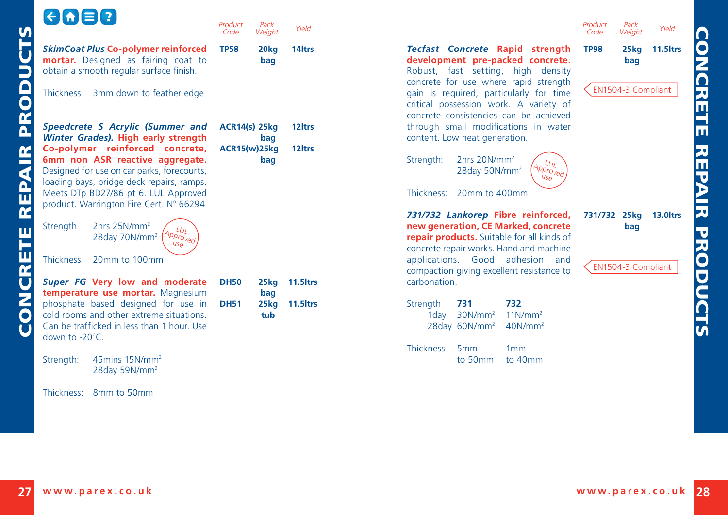# CONCRETE REPAIR PRODUCTS

| | Product Code | Pack Weight | Yield |
|---|---|---|---|
| ***SkimCoat Plus* Co-polymer reinforced mortar.** Designed as fairing coat to obtain a smooth regular surface finish.<br><br>Thickness 3mm down to feather edge | **TP58** | **20kg bag** | **14ltrs** |
| ***Speedcrete S Acrylic (Summer and Winter Grades).* High early strength Co-polymer reinforced concrete, 6mm non ASR reactive aggregate.** Designed for use on car parks, forecourts, loading bays, bridge deck repairs, ramps. Meets DTp BD27/86 pt 6. LUL Approved product. Warrington Fire Cert. Nº 66294<br><br>Strength 2hrs 25N/mm², 28day 70N/mm² (LUL Approved use)<br><br>Thickness 20mm to 100mm | **ACR14(s)**<br>**ACR15(w)** | **25kg bag**<br>**25kg bag** | **12ltrs**<br>**12ltrs** |
| ***Super FG* Very low and moderate temperature use mortar.** Magnesium phosphate based designed for use in cold rooms and other extreme situations. Can be trafficked in less than 1 hour. Use down to -20°C.<br><br>Strength: 45mins 15N/mm², 28day 59N/mm²<br><br>Thickness: 8mm to 50mm | **DH50**<br>**DH51** | **25kg bag**<br>**25kg tub** | **11.5ltrs**<br>**11.5ltrs** |
| ***Tecfast Concrete* Rapid strength development pre-packed concrete.** Robust, fast setting, high density concrete for use where rapid strength gain is required, particularly for time critical possession work. A variety of concrete consistencies can be achieved through small modifications in water content. Low heat generation.<br><br>Strength: 2hrs 20N/mm², 28day 50N/mm² (LUL Approved use)<br><br>Thickness: 20mm to 400mm<br><br>EN1504-3 Compliant | **TP98** | **25kg bag** | **11.5ltrs** |
| ***731/732 Lankorep* Fibre reinforced, new generation, CE Marked, concrete repair products.** Suitable for all kinds of concrete repair works. Hand and machine applications. Good adhesion and compaction giving excellent resistance to carbonation.<br><br>EN1504-3 Compliant | **731/732** | **25kg bag** | **13.0ltrs** |

| | 731 | 732 |
|---|---|---|
| Strength 1day | 30N/mm² | 11N/mm² |
| Strength 28day | 60N/mm² | 40N/mm² |
| Thickness | 5mm to 50mm | 1mm to 40mm |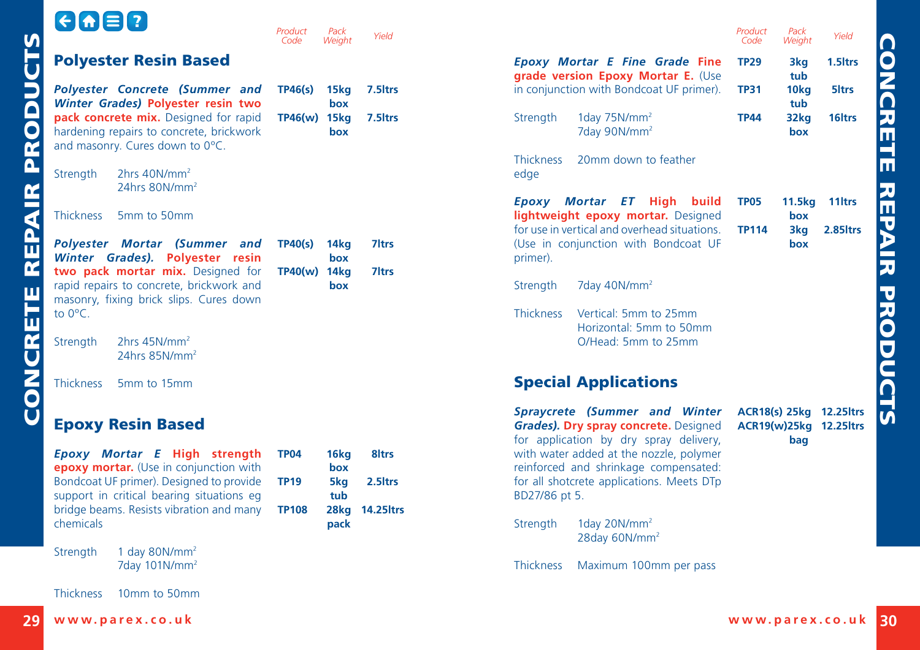## Polyester Resin Based

| Product | Product Code | Pack Weight | Yield |
|---|---|---|---|
| ***Polyester Concrete (Summer and Winter Grades)*** **Polyester resin two pack concrete mix.** Designed for rapid hardening repairs to concrete, brickwork and masonry. Cures down to 0°C. | **TP46(s)** | **15kg box** | **7.5ltrs** |
| | **TP46(w)** | **15kg box** | **7.5ltrs** |

Strength 2hrs 40N/mm$^2$
24hrs 80N/mm$^2$

Thickness 5mm to 50mm

| Product | Product Code | Pack Weight | Yield |
|---|---|---|---|
| ***Polyester Mortar (Summer and Winter Grades).*** **Polyester resin two pack mortar mix.** Designed for rapid repairs to concrete, brickwork and masonry, fixing brick slips. Cures down to 0°C. | **TP40(s)** | **14kg box** | **7ltrs** |
| | **TP40(w)** | **14kg box** | **7ltrs** |

Strength 2hrs 45N/mm$^2$
24hrs 85N/mm$^2$

Thickness 5mm to 15mm

## Epoxy Resin Based

| Product | Product Code | Pack Weight | Yield |
|---|---|---|---|
| ***Epoxy Mortar E*** **High strength epoxy mortar.** (Use in conjunction with Bondcoat UF primer). Designed to provide support in critical bearing situations eg bridge beams. Resists vibration and many chemicals | **TP04** | **16kg box** | **8ltrs** |
| | **TP19** | **5kg tub** | **2.5ltrs** |
| | **TP108** | **28kg pack** | **14.25ltrs** |

Strength 1 day 80N/mm$^2$
7day 101N/mm$^2$

Thickness 10mm to 50mm

| Product | Product Code | Pack Weight | Yield |
|---|---|---|---|
| ***Epoxy Mortar E Fine Grade*** **Fine grade version Epoxy Mortar E.** (Use in conjunction with Bondcoat UF primer). | **TP29** | **3kg tub** | **1.5ltrs** |
| | **TP31** | **10kg tub** | **5ltrs** |
| | **TP44** | **32kg box** | **16ltrs** |

Strength 1day 75N/mm$^2$
7day 90N/mm$^2$

Thickness 20mm down to feather edge

| Product | Product Code | Pack Weight | Yield |
|---|---|---|---|
| ***Epoxy Mortar ET*** **High build lightweight epoxy mortar.** Designed for use in vertical and overhead situations. (Use in conjunction with Bondcoat UF primer). | **TP05** | **11.5kg box** | **11ltrs** |
| | **TP114** | **3kg box** | **2.85ltrs** |

Strength 7day 40N/mm$^2$

Thickness Vertical: 5mm to 25mm
Horizontal: 5mm to 50mm
O/Head: 5mm to 25mm

## Special Applications

| Product | Product Code | Pack Weight | Yield |
|---|---|---|---|
| ***Spraycrete (Summer and Winter Grades).*** **Dry spray concrete.** Designed for application by dry spray delivery, with water added at the nozzle, polymer reinforced and shrinkage compensated: for all shotcrete applications. Meets DTp BD27/86 pt 5. | **ACR18(s)** | **25kg bag** | **12.25ltrs** |
| | **ACR19(w)** | **25kg bag** | **12.25ltrs** |

Strength 1day 20N/mm$^2$
28day 60N/mm$^2$

Thickness Maximum 100mm per pass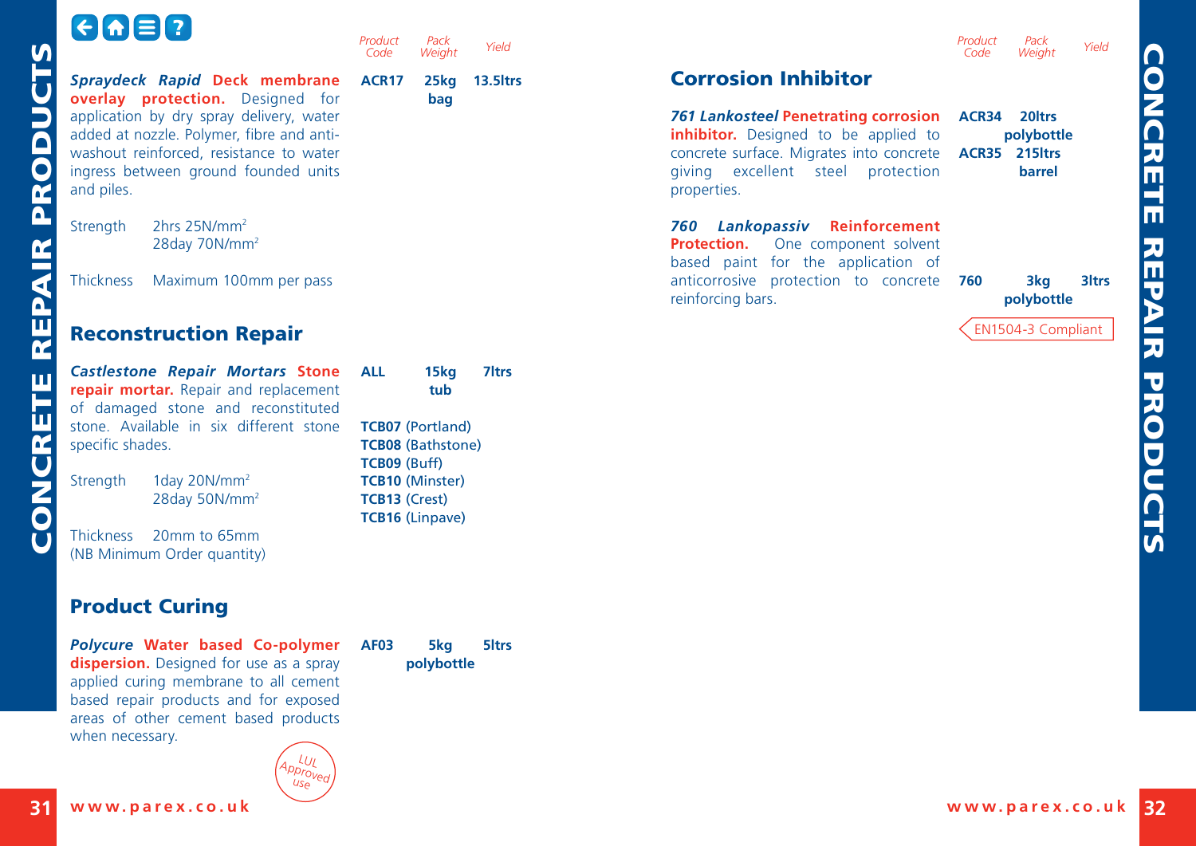| | Product Code | Pack Weight | Yield |
|---|---|---|---|
| ***Spraydeck Rapid* Deck membrane overlay protection.** Designed for application by dry spray delivery, water added at nozzle. Polymer, fibre and anti-washout reinforced, resistance to water ingress between ground founded units and piles. | **ACR17** | **25kg bag** | **13.5ltrs** |

Strength 2hrs 25N/mm$^2$
28day 70N/mm$^2$

Thickness Maximum 100mm per pass

## Reconstruction Repair

| | Product Code | Pack Weight | Yield |
|---|---|---|---|
| ***Castlestone Repair Mortars* Stone repair mortar.** Repair and replacement of damaged stone and reconstituted stone. Available in six different stone specific shades. | **ALL** | **15kg tub** | **7ltrs** |

**TCB07** (Portland)
**TCB08** (Bathstone)
**TCB09** (Buff)
**TCB10** (Minster)
**TCB13** (Crest)
**TCB16** (Linpave)

Strength 1day 20N/mm$^2$
28day 50N/mm$^2$

Thickness 20mm to 65mm
(NB Minimum Order quantity)

## Product Curing

| | Product Code | Pack Weight | Yield |
|---|---|---|---|
| ***Polycure* Water based Co-polymer dispersion.** Designed for use as a spray applied curing membrane to all cement based repair products and for exposed areas of other cement based products when necessary. | **AF03** | **5kg polybottle** | **5ltrs** |

LUL Approved use

## Corrosion Inhibitor

| | Product Code | Pack Weight | Yield |
|---|---|---|---|
| ***761 Lankosteel* Penetrating corrosion inhibitor.** Designed to be applied to concrete surface. Migrates into concrete giving excellent steel protection properties. | **ACR34**<br>**ACR35** | **20ltrs polybottle**<br>**215ltrs barrel** | |
| ***760 Lankopassiv* Reinforcement Protection.** One component solvent based paint for the application of anticorrosive protection to concrete reinforcing bars. | **760** | **3kg polybottle** | **3ltrs** |

EN1504-3 Compliant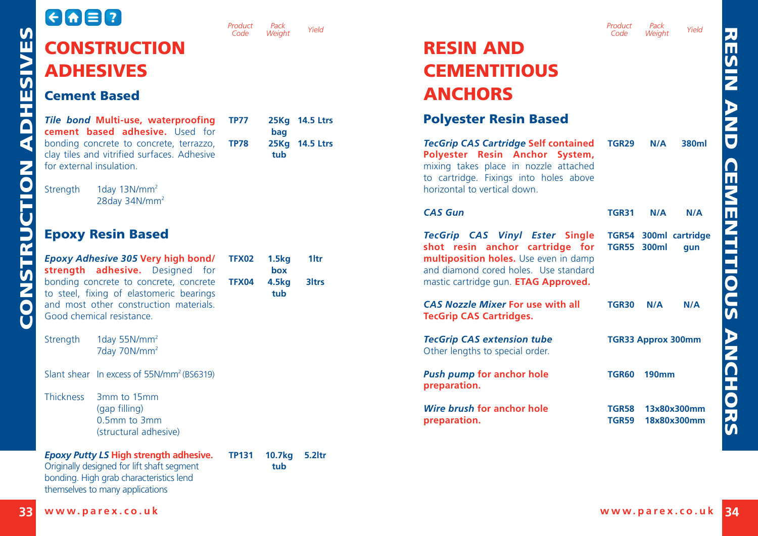# CONSTRUCTION ADHESIVES

## Cement Based

| | Product Code | Pack Weight | Yield |
|---|---|---|---|
| ***Tile bond* Multi-use, waterproofing cement based adhesive.** Used for bonding concrete to concrete, terrazzo, clay tiles and vitrified surfaces. Adhesive for external insulation. | **TP77** | **25Kg bag** | **14.5 Ltrs** |
| | **TP78** | **25Kg tub** | **14.5 Ltrs** |

Strength 1day 13N/mm$^2$
28day 34N/mm$^2$

## Epoxy Resin Based

| | Product Code | Pack Weight | Yield |
|---|---|---|---|
| ***Epoxy Adhesive 305* Very high bond/ strength adhesive.** Designed for bonding concrete to concrete, concrete to steel, fixing of elastomeric bearings and most other construction materials. Good chemical resistance. | **TFX02** | **1.5kg box** | **1ltr** |
| | **TFX04** | **4.5kg tub** | **3ltrs** |

Strength 1day 55N/mm$^2$
7day 70N/mm$^2$

Slant shear In excess of 55N/mm$^2$ (BS6319)

Thickness 3mm to 15mm (gap filling)
0.5mm to 3mm (structural adhesive)

| | Product Code | Pack Weight | Yield |
|---|---|---|---|
| ***Epoxy Putty LS* High strength adhesive.** Originally designed for lift shaft segment bonding. High grab characteristics lend themselves to many applications | **TP131** | **10.7kg tub** | **5.2ltr** |

# RESIN AND CEMENTITIOUS ANCHORS

## Polyester Resin Based

| | Product Code | Pack Weight | Yield |
|---|---|---|---|
| ***TecGrip CAS Cartridge* Self contained Polyester Resin Anchor System,** mixing takes place in nozzle attached to cartridge. Fixings into holes above horizontal to vertical down. | **TGR29** | **N/A** | **380ml** |
| ***CAS Gun*** | **TGR31** | **N/A** | **N/A** |
| ***TecGrip CAS Vinyl Ester* Single shot resin anchor cartridge for multiposition holes.** Use even in damp and diamond cored holes. Use standard mastic cartridge gun. **ETAG Approved.** | **TGR54** | **300ml** | **cartridge** |
| | **TGR55** | **300ml** | **gun** |
| ***CAS Nozzle Mixer* For use with all TecGrip CAS Cartridges.** | **TGR30** | **N/A** | **N/A** |
| ***TecGrip CAS extension tube*** Other lengths to special order. | **TGR33** | **Approx 300mm** | |
| ***Push pump* for anchor hole preparation.** | **TGR60** | **190mm** | |
| ***Wire brush* for anchor hole preparation.** | **TGR58** | **13x80x300mm** | |
| | **TGR59** | **18x80x300mm** | |

www.parex.co.uk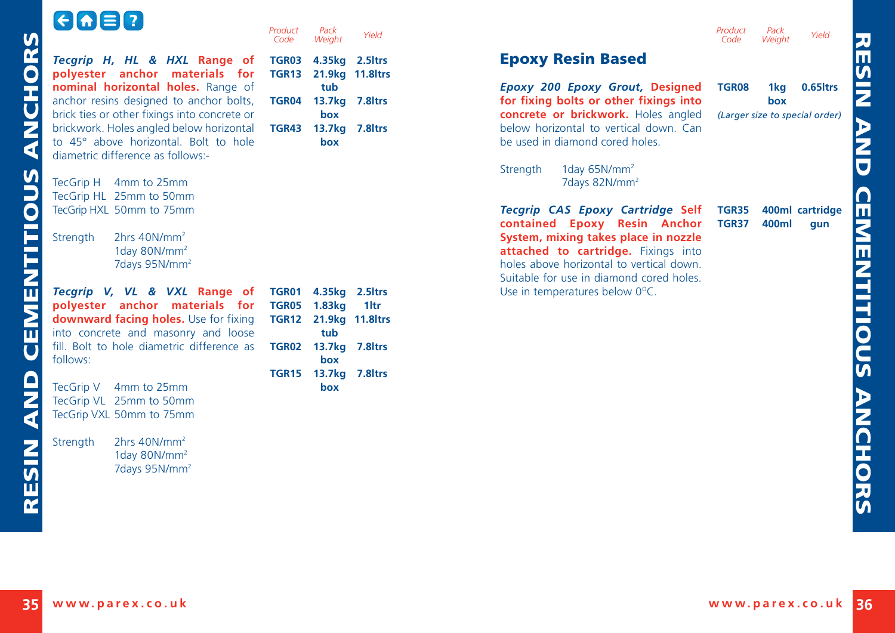**_Tecgrip H, HL & HXL_ Range of polyester anchor materials for nominal horizontal holes.** Range of anchor resins designed to anchor bolts, brick ties or other fixings into concrete or brickwork. Holes angled below horizontal to 45° above horizontal. Bolt to hole diametric difference as follows:-

TecGrip H 4mm to 25mm
TecGrip HL 25mm to 50mm
TecGrip HXL 50mm to 75mm

Strength 2hrs 40N/mm²
1day 80N/mm²
7days 95N/mm²

| Product Code | Pack Weight | Yield |
|---|---|---|
| TGR03 | 4.35kg | 2.5ltrs |
| TGR13 | 21.9kg tub | 11.8ltrs |
| TGR04 | 13.7kg box | 7.8ltrs |
| TGR43 | 13.7kg box | 7.8ltrs |

**_Tecgrip V, VL & VXL_ Range of polyester anchor materials for downward facing holes.** Use for fixing into concrete and masonry and loose fill. Bolt to hole diametric difference as follows:

TecGrip V 4mm to 25mm
TecGrip VL 25mm to 50mm
TecGrip VXL 50mm to 75mm

Strength 2hrs 40N/mm²
1day 80N/mm²
7days 95N/mm²

| Product Code | Pack Weight | Yield |
|---|---|---|
| TGR01 | 4.35kg | 2.5ltrs |
| TGR05 | 1.83kg | 1ltr |
| TGR12 | 21.9kg tub | 11.8ltrs |
| TGR02 | 13.7kg box | 7.8ltrs |
| TGR15 | 13.7kg box | 7.8ltrs |

## Epoxy Resin Based

**_Epoxy 200 Epoxy Grout,_ Designed for fixing bolts or other fixings into concrete or brickwork.** Holes angled below horizontal to vertical down. Can be used in diamond cored holes.

Strength 1day 65N/mm²
7days 82N/mm²

| Product Code | Pack Weight | Yield |
|---|---|---|
| TGR08 | 1kg box | 0.65ltrs |

*(Larger size to special order)*

**_Tecgrip CAS Epoxy Cartridge_ Self contained Epoxy Resin Anchor System, mixing takes place in nozzle attached to cartridge.** Fixings into holes above horizontal to vertical down. Suitable for use in diamond cored holes. Use in temperatures below 0°C.

| Product Code | Pack Weight | Yield |
|---|---|---|
| TGR35 | 400ml | cartridge |
| TGR37 | 400ml | gun |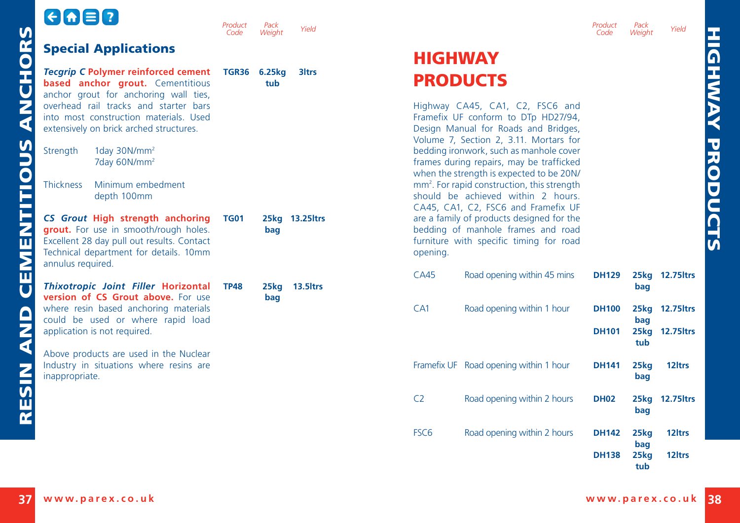## Special Applications

| | Product Code | Pack Weight | Yield |
|---|---|---|---|
| ***Tecgrip C*** **Polymer reinforced cement based anchor grout.** Cementitious anchor grout for anchoring wall ties, overhead rail tracks and starter bars into most construction materials. Used extensively on brick arched structures. | **TGR36** | **6.25kg tub** | **3ltrs** |

Strength 1day 30N/mm$^2$
7day 60N/mm$^2$

Thickness Minimum embedment depth 100mm

| | Product Code | Pack Weight | Yield |
|---|---|---|---|
| ***CS Grout*** **High strength anchoring grout.** For use in smooth/rough holes. Excellent 28 day pull out results. Contact Technical department for details. 10mm annulus required. | **TG01** | **25kg bag** | **13.25ltrs** |
| ***Thixotropic Joint Filler*** **Horizontal version of CS Grout above.** For use where resin based anchoring materials could be used or where rapid load application is not required. | **TP48** | **25kg bag** | **13.5ltrs** |

Above products are used in the Nuclear Industry in situations where resins are inappropriate.

# HIGHWAY PRODUCTS

Highway CA45, CA1, C2, FSC6 and Framefix UF conform to DTp HD27/94, Design Manual for Roads and Bridges, Volume 7, Section 2, 3.11. Mortars for bedding ironwork, such as manhole cover frames during repairs, may be trafficked when the strength is expected to be 20N/mm$^2$. For rapid construction, this strength should be achieved within 2 hours. CA45, CA1, C2, FSC6 and Framefix UF are a family of products designed for the bedding of manhole frames and road furniture with specific timing for road opening.

| | | Product Code | Pack Weight | Yield |
|---|---|---|---|---|
| CA45 | Road opening within 45 mins | **DH129** | **25kg bag** | **12.75ltrs** |
| CA1 | Road opening within 1 hour | **DH100** | **25kg bag** | **12.75ltrs** |
| | | **DH101** | **25kg tub** | **12.75ltrs** |
| Framefix UF | Road opening within 1 hour | **DH141** | **25kg bag** | **12ltrs** |
| C2 | Road opening within 2 hours | **DH02** | **25kg bag** | **12.75ltrs** |
| FSC6 | Road opening within 2 hours | **DH142** | **25kg bag** | **12ltrs** |
| | | **DH138** | **25kg tub** | **12ltrs** |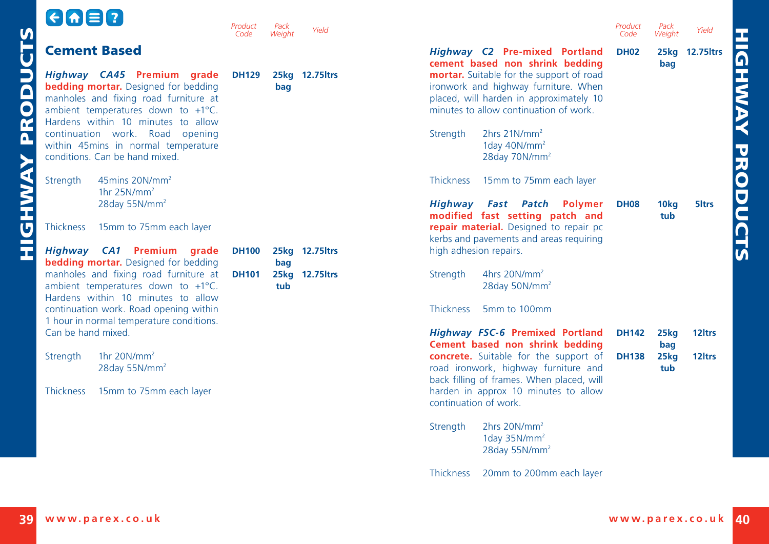## Cement Based

| | Product Code | Pack Weight | Yield |
|---|---|---|---|
| ***Highway CA45* Premium grade bedding mortar.** Designed for bedding manholes and fixing road furniture at ambient temperatures down to +1°C. Hardens within 10 minutes to allow continuation work. Road opening within 45mins in normal temperature conditions. Can be hand mixed. | DH129 | 25kg bag | 12.75ltrs |

Strength 45mins 20N/mm$^2$
1hr 25N/mm$^2$
28day 55N/mm$^2$

Thickness 15mm to 75mm each layer

| | Product Code | Pack Weight | Yield |
|---|---|---|---|
| ***Highway CA1* Premium grade bedding mortar.** Designed for bedding manholes and fixing road furniture at ambient temperatures down to +1°C. Hardens within 10 minutes to allow continuation work. Road opening within 1 hour in normal temperature conditions. Can be hand mixed. | DH100 | 25kg bag | 12.75ltrs |
| | DH101 | 25kg tub | 12.75ltrs |

Strength 1hr 20N/mm$^2$
28day 55N/mm$^2$

Thickness 15mm to 75mm each layer

| | Product Code | Pack Weight | Yield |
|---|---|---|---|
| ***Highway C2* Pre-mixed Portland cement based non shrink bedding mortar.** Suitable for the support of road ironwork and highway furniture. When placed, will harden in approximately 10 minutes to allow continuation of work. | DH02 | 25kg bag | 12.75ltrs |

Strength 2hrs 21N/mm$^2$
1day 40N/mm$^2$
28day 70N/mm$^2$

Thickness 15mm to 75mm each layer

| | Product Code | Pack Weight | Yield |
|---|---|---|---|
| ***Highway Fast Patch* Polymer modified fast setting patch and repair material.** Designed to repair pc kerbs and pavements and areas requiring high adhesion repairs. | DH08 | 10kg tub | 5ltrs |

Strength 4hrs 20N/mm$^2$
28day 50N/mm$^2$

Thickness 5mm to 100mm

| | Product Code | Pack Weight | Yield |
|---|---|---|---|
| ***Highway FSC-6* Premixed Portland Cement based non shrink bedding concrete.** Suitable for the support of road ironwork, highway furniture and back filling of frames. When placed, will harden in approx 10 minutes to allow continuation of work. | DH142 | 25kg bag | 12ltrs |
| | DH138 | 25kg tub | 12ltrs |

Strength 2hrs 20N/mm$^2$
1day 35N/mm$^2$
28day 55N/mm$^2$

Thickness 20mm to 200mm each layer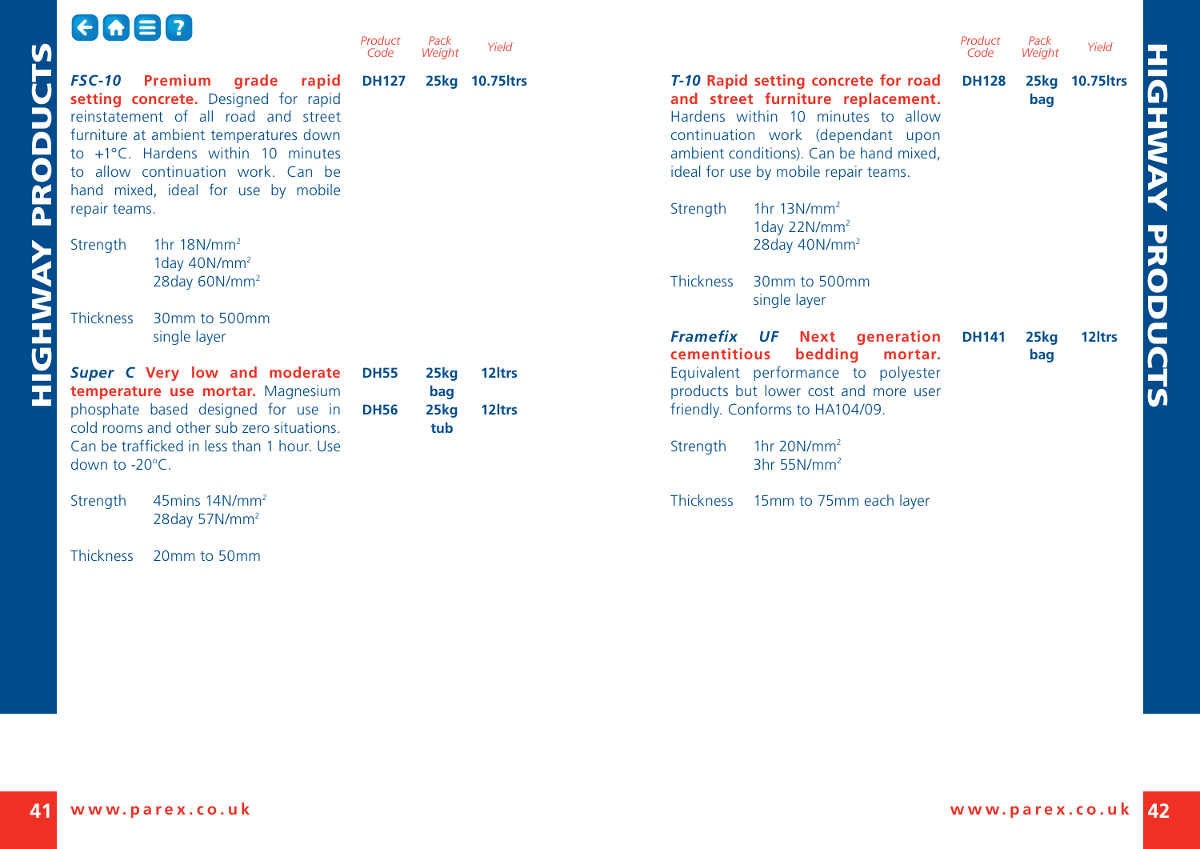| Product | Product Code | Pack Weight | Yield |
|---|---|---|---|
| ***FSC-10*** **Premium grade rapid setting concrete.** Designed for rapid reinstatement of all road and street furniture at ambient temperatures down to +1°C. Hardens within 10 minutes to allow continuation work. Can be hand mixed, ideal for use by mobile repair teams. | **DH127** | **25kg** | **10.75ltrs** |
| ***Super C*** **Very low and moderate temperature use mortar.** Magnesium phosphate based designed for use in cold rooms and other sub zero situations. Can be trafficked in less than 1 hour. Use down to -20°C. | **DH55** | **25kg bag** | **12ltrs** |
| | **DH56** | **25kg tub** | **12ltrs** |

**FSC-10**

Strength: 1hr 18N/mm², 1day 40N/mm², 28day 60N/mm²

Thickness: 30mm to 500mm single layer

**Super C**

Strength: 45mins 14N/mm², 28day 57N/mm²

Thickness: 20mm to 50mm

| Product | Product Code | Pack Weight | Yield |
|---|---|---|---|
| ***T-10*** **Rapid setting concrete for road and street furniture replacement.** Hardens within 10 minutes to allow continuation work (dependant upon ambient conditions). Can be hand mixed, ideal for use by mobile repair teams. | **DH128** | **25kg bag** | **10.75ltrs** |
| ***Framefix UF*** **Next generation cementitious bedding mortar.** Equivalent performance to polyester products but lower cost and more user friendly. Conforms to HA104/09. | **DH141** | **25kg bag** | **12ltrs** |

**T-10**

Strength: 1hr 13N/mm², 1day 22N/mm², 28day 40N/mm²

Thickness: 30mm to 500mm single layer

**Framefix UF**

Strength: 1hr 20N/mm², 3hr 55N/mm²

Thickness: 15mm to 75mm each layer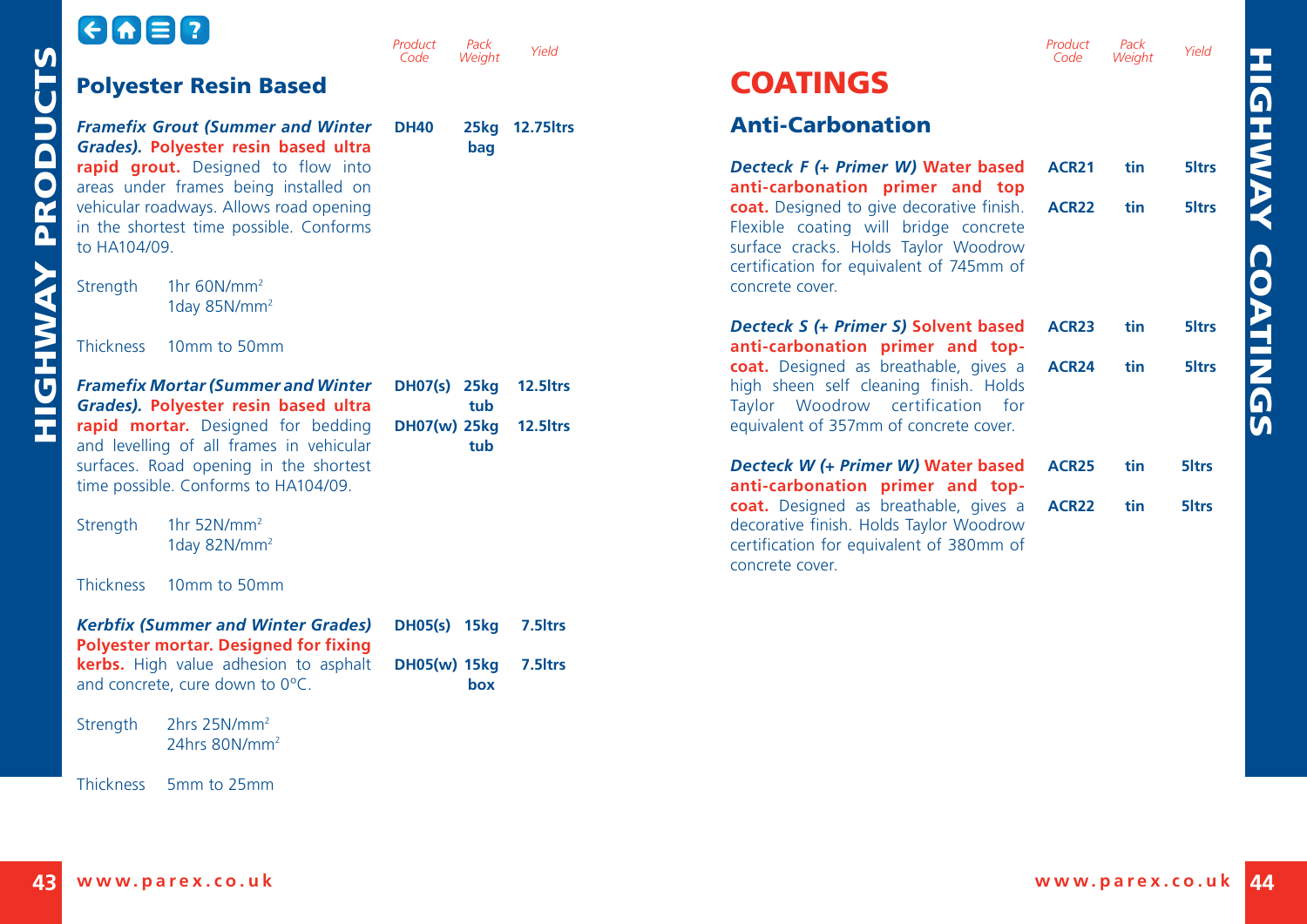## Polyester Resin Based

| Product | Product Code | Pack Weight | Yield |
|---|---|---|---|
| ***Framefix Grout (Summer and Winter Grades).*** **Polyester resin based ultra rapid grout.** Designed to flow into areas under frames being installed on vehicular roadways. Allows road opening in the shortest time possible. Conforms to HA104/09. | **DH40** | **25kg bag** | **12.75ltrs** |

Strength 1hr 60N/mm$^2$
1day 85N/mm$^2$

Thickness 10mm to 50mm

| Product | Product Code | Pack Weight | Yield |
|---|---|---|---|
| ***Framefix Mortar (Summer and Winter Grades).*** **Polyester resin based ultra rapid mortar.** Designed for bedding and levelling of all frames in vehicular surfaces. Road opening in the shortest time possible. Conforms to HA104/09. | **DH07(s)** | **25kg tub** | **12.5ltrs** |
| | **DH07(w)** | **25kg tub** | **12.5ltrs** |

Strength 1hr 52N/mm$^2$
1day 82N/mm$^2$

Thickness 10mm to 50mm

| Product | Product Code | Pack Weight | Yield |
|---|---|---|---|
| ***Kerbfix (Summer and Winter Grades)*** **Polyester mortar. Designed for fixing kerbs.** High value adhesion to asphalt and concrete, cure down to 0°C. | **DH05(s)** | **15kg** | **7.5ltrs** |
| | **DH05(w)** | **15kg box** | **7.5ltrs** |

Strength 2hrs 25N/mm$^2$
24hrs 80N/mm$^2$

Thickness 5mm to 25mm

# COATINGS

## Anti-Carbonation

| Product | Product Code | Pack Weight | Yield |
|---|---|---|---|
| ***Decteck F (+ Primer W)*** **Water based anti-carbonation primer and top coat.** Designed to give decorative finish. Flexible coating will bridge concrete surface cracks. Holds Taylor Woodrow certification for equivalent of 745mm of concrete cover. | **ACR21** | **tin** | **5ltrs** |
| | **ACR22** | **tin** | **5ltrs** |
| ***Decteck S (+ Primer S)*** **Solvent based anti-carbonation primer and top-coat.** Designed as breathable, gives a high sheen self cleaning finish. Holds Taylor Woodrow certification for equivalent of 357mm of concrete cover. | **ACR23** | **tin** | **5ltrs** |
| | **ACR24** | **tin** | **5ltrs** |
| ***Decteck W (+ Primer W)*** **Water based anti-carbonation primer and top-coat.** Designed as breathable, gives a decorative finish. Holds Taylor Woodrow certification for equivalent of 380mm of concrete cover. | **ACR25** | **tin** | **5ltrs** |
| | **ACR22** | **tin** | **5ltrs** |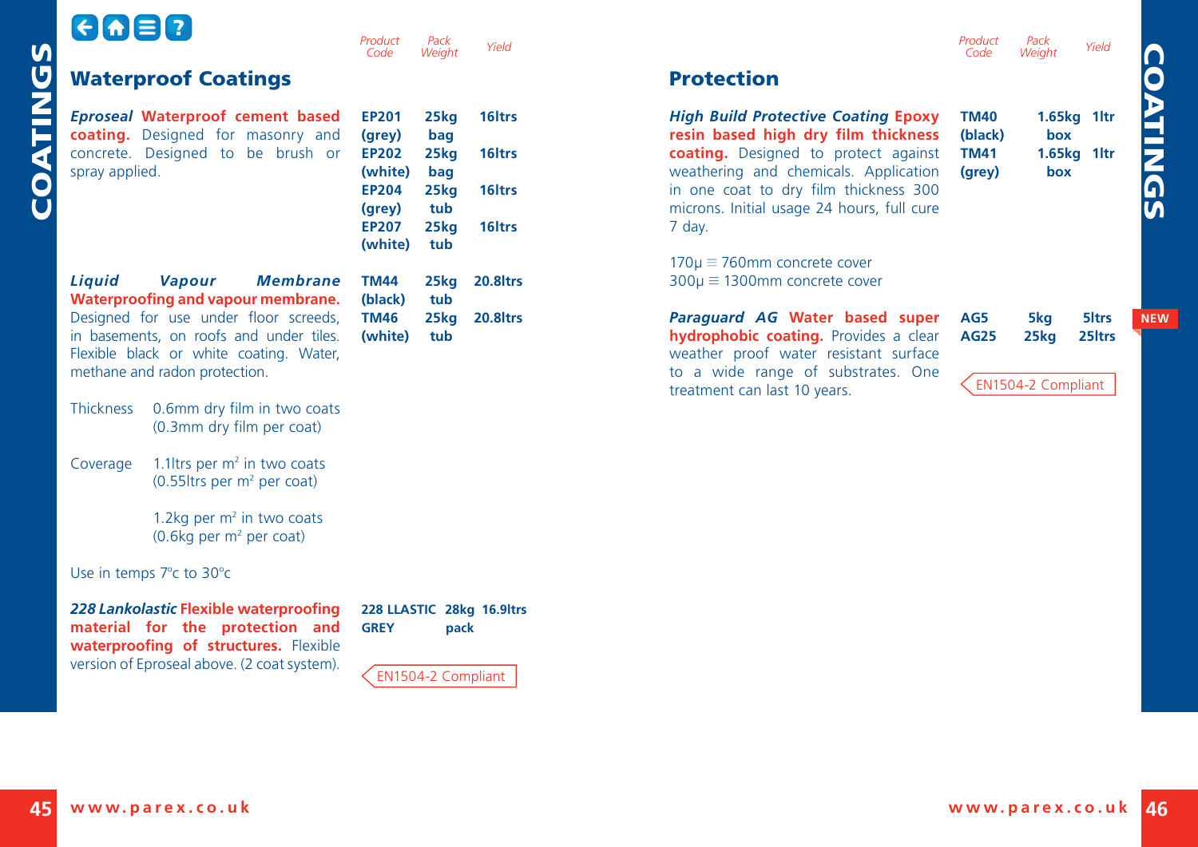## Waterproof Coatings

| | Product Code | Pack Weight | Yield |
|---|---|---|---|
| ***Eproseal*** **Waterproof cement based coating.** Designed for masonry and concrete. Designed to be brush or spray applied. | **EP201 (grey)** | **25kg bag** | **16ltrs** |
| | **EP202 (white)** | **25kg bag** | **16ltrs** |
| | **EP204 (grey)** | **25kg tub** | **16ltrs** |
| | **EP207 (white)** | **25kg tub** | **16ltrs** |
| ***Liquid Vapour Membrane*** **Waterproofing and vapour membrane.** Designed for use under floor screeds, in basements, on roofs and under tiles. Flexible black or white coating. Water, methane and radon protection. | **TM44 (black)** | **25kg tub** | **20.8ltrs** |
| | **TM46 (white)** | **25kg tub** | **20.8ltrs** |

Thickness 0.6mm dry film in two coats (0.3mm dry film per coat)

Coverage 1.1ltrs per m² in two coats (0.55ltrs per m² per coat)

1.2kg per m² in two coats (0.6kg per m² per coat)

Use in temps 7°c to 30°c

| | Product Code | Pack Weight | Yield |
|---|---|---|---|
| ***228 Lankolastic*** **Flexible waterproofing material for the protection and waterproofing of structures.** Flexible version of Eproseal above. (2 coat system). | **228 LLASTIC GREY** | **28kg pack** | **16.9ltrs** |

EN1504-2 Compliant

## Protection

| | Product Code | Pack Weight | Yield |
|---|---|---|---|
| ***High Build Protective Coating*** **Epoxy resin based high dry film thickness coating.** Designed to protect against weathering and chemicals. Application in one coat to dry film thickness 300 microns. Initial usage 24 hours, full cure 7 day. | **TM40 (black)** | **1.65kg box** | **1ltr** |
| | **TM41 (grey)** | **1.65kg box** | **1ltr** |

170μ ≡ 760mm concrete cover
300μ ≡ 1300mm concrete cover

**NEW**

| | Product Code | Pack Weight | Yield |
|---|---|---|---|
| ***Paraguard AG*** **Water based super hydrophobic coating.** Provides a clear weather proof water resistant surface to a wide range of substrates. One treatment can last 10 years. | **AG5** | **5kg** | **5ltrs** |
| | **AG25** | **25kg** | **25ltrs** |

EN1504-2 Compliant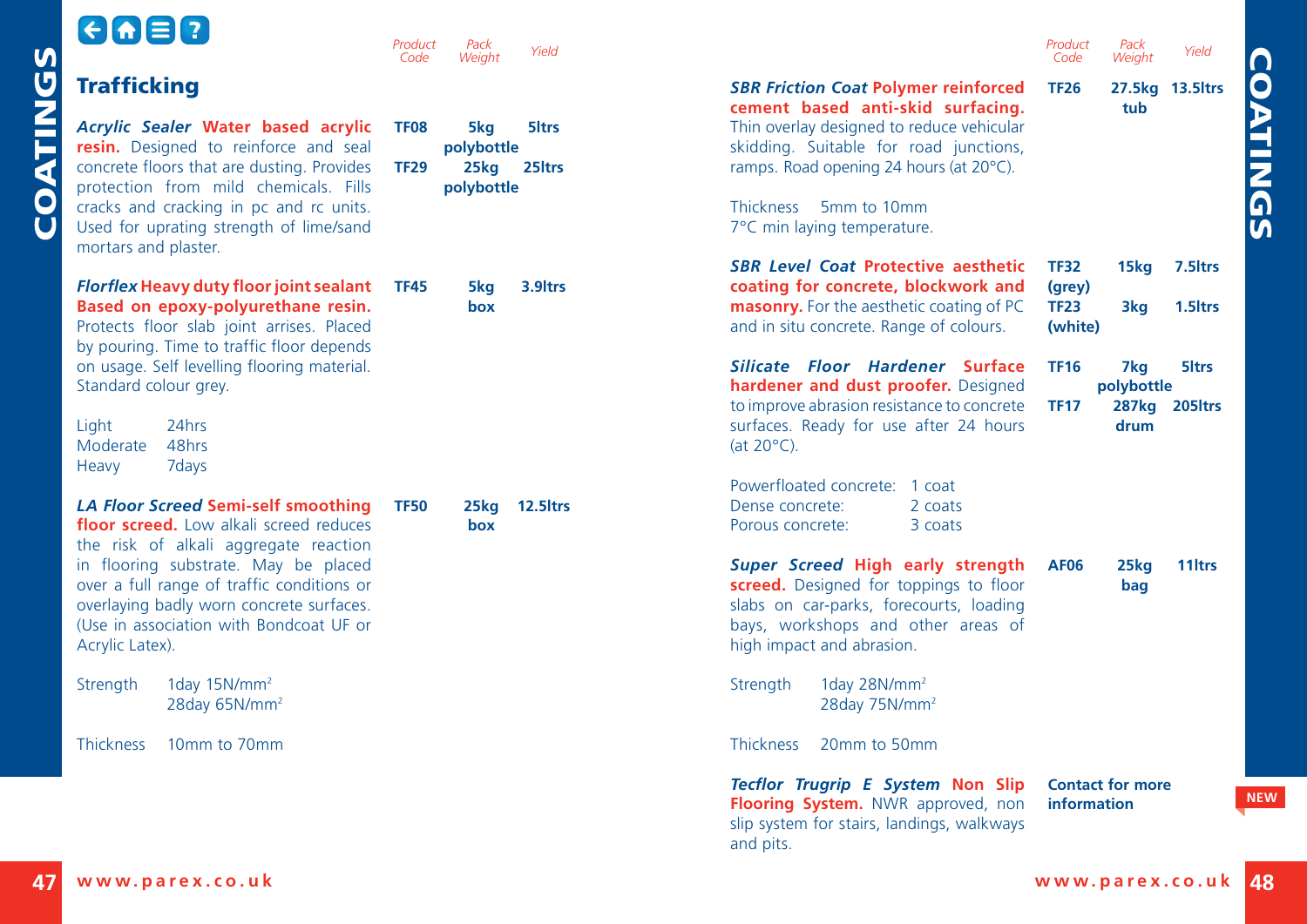## Trafficking

| Product | Product Code | Pack Weight | Yield |
|---|---|---|---|
| ***Acrylic Sealer*** **Water based acrylic resin.** Designed to reinforce and seal concrete floors that are dusting. Provides protection from mild chemicals. Fills cracks and cracking in pc and rc units. Used for uprating strength of lime/sand mortars and plaster. | **TF08** | **5kg polybottle** | **5ltrs** |
| | **TF29** | **25kg polybottle** | **25ltrs** |
| ***Florflex*** **Heavy duty floor joint sealant Based on epoxy-polyurethane resin.** Protects floor slab joint arrises. Placed by pouring. Time to traffic floor depends on usage. Self levelling flooring material. Standard colour grey. | **TF45** | **5kg box** | **3.9ltrs** |

Light 24hrs
Moderate 48hrs
Heavy 7days

| Product | Product Code | Pack Weight | Yield |
|---|---|---|---|
| ***LA Floor Screed*** **Semi-self smoothing floor screed.** Low alkali screed reduces the risk of alkali aggregate reaction in flooring substrate. May be placed over a full range of traffic conditions or overlaying badly worn concrete surfaces. (Use in association with Bondcoat UF or Acrylic Latex). | **TF50** | **25kg box** | **12.5ltrs** |

Strength 1day 15N/mm²
28day 65N/mm²

Thickness 10mm to 70mm

| Product | Product Code | Pack Weight | Yield |
|---|---|---|---|
| ***SBR Friction Coat*** **Polymer reinforced cement based anti-skid surfacing.** Thin overlay designed to reduce vehicular skidding. Suitable for road junctions, ramps. Road opening 24 hours (at 20°C). | **TF26** | **27.5kg tub** | **13.5ltrs** |

Thickness 5mm to 10mm
7°C min laying temperature.

| Product | Product Code | Pack Weight | Yield |
|---|---|---|---|
| ***SBR Level Coat*** **Protective aesthetic coating for concrete, blockwork and masonry.** For the aesthetic coating of PC and in situ concrete. Range of colours. | **TF32 (grey)** | **15kg** | **7.5ltrs** |
| | **TF23 (white)** | **3kg** | **1.5ltrs** |
| ***Silicate Floor Hardener*** **Surface hardener and dust proofer.** Designed to improve abrasion resistance to concrete surfaces. Ready for use after 24 hours (at 20°C). | **TF16** | **7kg polybottle** | **5ltrs** |
| | **TF17** | **287kg drum** | **205ltrs** |

Powerfloated concrete: 1 coat
Dense concrete: 2 coats
Porous concrete: 3 coats

| Product | Product Code | Pack Weight | Yield |
|---|---|---|---|
| ***Super Screed*** **High early strength screed.** Designed for toppings to floor slabs on car-parks, forecourts, loading bays, workshops and other areas of high impact and abrasion. | **AF06** | **25kg bag** | **11ltrs** |

Strength 1day 28N/mm²
28day 75N/mm²

Thickness 20mm to 50mm

***Tecflor Trugrip E System*** **Non Slip Flooring System.** NWR approved, non slip system for stairs, landings, walkways and pits. — **Contact for more information** — **NEW**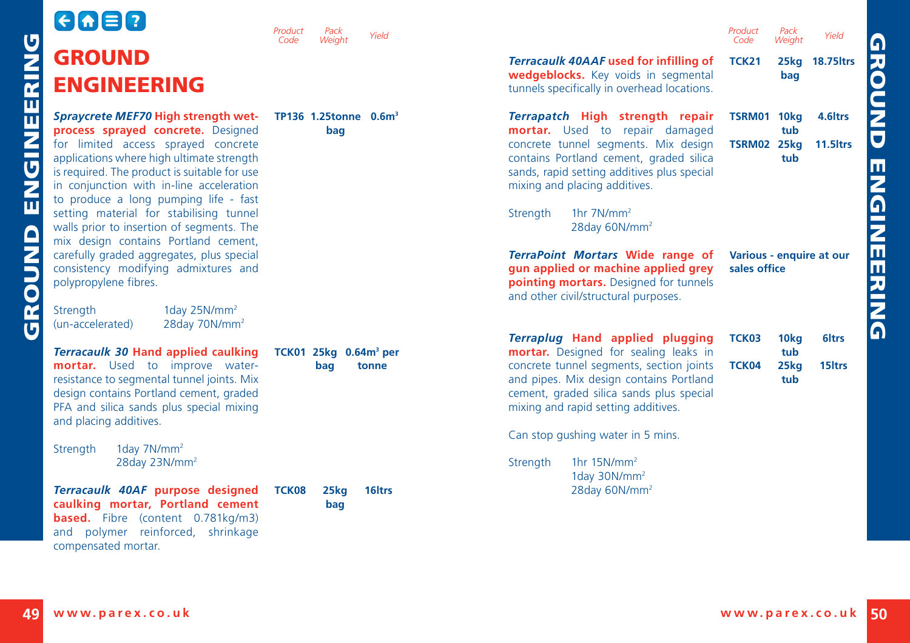# GROUND ENGINEERING

| Product | Product Code | Pack Weight | Yield |
|---|---|---|---|
| ***Spraycrete MEF70* High strength wet-process sprayed concrete.** Designed for limited access sprayed concrete applications where high ultimate strength is required. The product is suitable for use in conjunction with in-line acceleration to produce a long pumping life - fast setting material for stabilising tunnel walls prior to insertion of segments. The mix design contains Portland cement, carefully graded aggregates, plus special consistency modifying admixtures and polypropylene fibres. Strength (un-accelerated): 1day 25N/mm², 28day 70N/mm² | TP136 | 1.25tonne bag | 0.6m³ |
| ***Terracaulk 30* Hand applied caulking mortar.** Used to improve water-resistance to segmental tunnel joints. Mix design contains Portland cement, graded PFA and silica sands plus special mixing and placing additives. Strength: 1day 7N/mm², 28day 23N/mm² | TCK01 | 25kg bag | 0.64m³ per tonne |
| ***Terracaulk 40AF* purpose designed caulking mortar, Portland cement based.** Fibre (content 0.781kg/m3) and polymer reinforced, shrinkage compensated mortar. | TCK08 | 25kg bag | 16ltrs |
| ***Terracaulk 40AAF* used for infilling of wedgeblocks.** Key voids in segmental tunnels specifically in overhead locations. | TCK21 | 25kg bag | 18.75ltrs |
| ***Terrapatch* High strength repair mortar.** Used to repair damaged concrete tunnel segments. Mix design contains Portland cement, graded silica sands, rapid setting additives plus special mixing and placing additives. Strength: 1hr 7N/mm², 28day 60N/mm² | TSRM01 | 10kg tub | 4.6ltrs |
| | TSRM02 | 25kg tub | 11.5ltrs |
| ***TerraPoint Mortars* Wide range of gun applied or machine applied grey pointing mortars.** Designed for tunnels and other civil/structural purposes. | Various - enquire at our sales office | | |
| ***Terraplug* Hand applied plugging mortar.** Designed for sealing leaks in concrete tunnel segments, section joints and pipes. Mix design contains Portland cement, graded silica sands plus special mixing and rapid setting additives. Can stop gushing water in 5 mins. Strength: 1hr 15N/mm², 1day 30N/mm², 28day 60N/mm² | TCK03 | 10kg tub | 6ltrs |
| | TCK04 | 25kg tub | 15ltrs |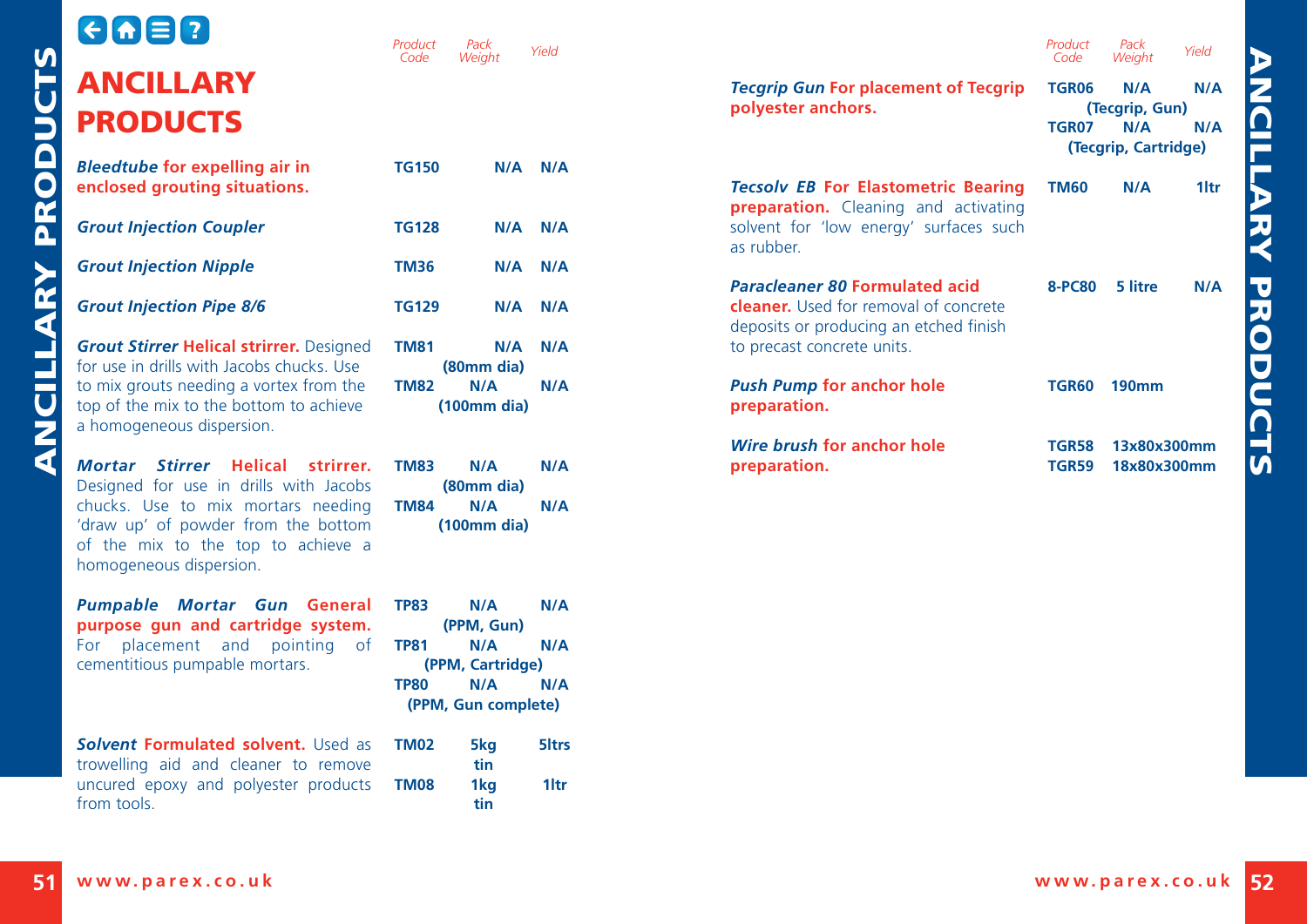# ANCILLARY PRODUCTS

| | Product Code | Pack Weight | Yield |
|---|---|---|---|
| ***Bleedtube*** **for expelling air in enclosed grouting situations.** | **TG150** | **N/A** | **N/A** |
| ***Grout Injection Coupler*** | **TG128** | **N/A** | **N/A** |
| ***Grout Injection Nipple*** | **TM36** | **N/A** | **N/A** |
| ***Grout Injection Pipe 8/6*** | **TG129** | **N/A** | **N/A** |
| ***Grout Stirrer*** **Helical strirrer.** Designed for use in drills with Jacobs chucks. Use to mix grouts needing a vortex from the top of the mix to the bottom to achieve a homogeneous dispersion. | **TM81**<br>**TM82** | **N/A (80mm dia)**<br>**N/A (100mm dia)** | **N/A**<br>**N/A** |
| ***Mortar Stirrer*** **Helical strirrer.** Designed for use in drills with Jacobs chucks. Use to mix mortars needing 'draw up' of powder from the bottom of the mix to the top to achieve a homogeneous dispersion. | **TM83**<br>**TM84** | **N/A (80mm dia)**<br>**N/A (100mm dia)** | **N/A**<br>**N/A** |
| ***Pumpable Mortar Gun*** **General purpose gun and cartridge system.** For placement and pointing of cementitious pumpable mortars. | **TP83**<br>**TP81**<br>**TP80** | **N/A (PPM, Gun)**<br>**N/A (PPM, Cartridge)**<br>**N/A (PPM, Gun complete)** | **N/A**<br>**N/A**<br>**N/A** |
| ***Solvent*** **Formulated solvent.** Used as trowelling aid and cleaner to remove uncured epoxy and polyester products from tools. | **TM02**<br>**TM08** | **5kg tin**<br>**1kg tin** | **5ltrs**<br>**1ltr** |

| | Product Code | Pack Weight | Yield |
|---|---|---|---|
| ***Tecgrip Gun*** **For placement of Tecgrip polyester anchors.** | **TGR06**<br>**TGR07** | **N/A (Tecgrip, Gun)**<br>**N/A (Tecgrip, Cartridge)** | **N/A**<br>**N/A** |
| ***Tecsolv EB*** **For Elastometric Bearing preparation.** Cleaning and activating solvent for 'low energy' surfaces such as rubber. | **TM60** | **N/A** | **1ltr** |
| ***Paracleaner 80*** **Formulated acid cleaner.** Used for removal of concrete deposits or producing an etched finish to precast concrete units. | **8-PC80** | **5 litre** | **N/A** |
| ***Push Pump*** **for anchor hole preparation.** | **TGR60** | **190mm** | |
| ***Wire brush*** **for anchor hole preparation.** | **TGR58**<br>**TGR59** | **13x80x300mm**<br>**18x80x300mm** | |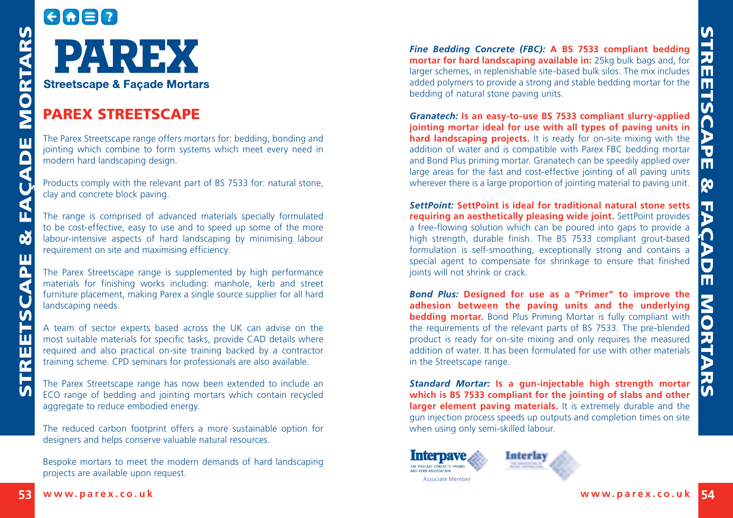# PAREX

Streetscape & Façade Mortars

## PAREX STREETSCAPE

The Parex Streetscape range offers mortars for: bedding, bonding and jointing which combine to form systems which meet every need in modern hard landscaping design.

Products comply with the relevant part of BS 7533 for: natural stone, clay and concrete block paving.

The range is comprised of advanced materials specially formulated to be cost-effective, easy to use and to speed up some of the more labour-intensive aspects of hard landscaping by minimising labour requirement on site and maximising efficiency.

The Parex Streetscape range is supplemented by high performance materials for finishing works including: manhole, kerb and street furniture placement, making Parex a single source supplier for all hard landscaping needs.

A team of sector experts based across the UK can advise on the most suitable materials for specific tasks, provide CAD details where required and also practical on-site training backed by a contractor training scheme. CPD seminars for professionals are also available.

The Parex Streetscape range has now been extended to include an ECO range of bedding and jointing mortars which contain recycled aggregate to reduce embodied energy.

The reduced carbon footprint offers a more sustainable option for designers and helps conserve valuable natural resources.

Bespoke mortars to meet the modern demands of hard landscaping projects are available upon request.

***Fine Bedding Concrete (FBC):*** **A BS 7533 compliant bedding mortar for hard landscaping available in:** 25kg bulk bags and, for larger schemes, in replenishable site-based bulk silos. The mix includes added polymers to provide a strong and stable bedding mortar for the bedding of natural stone paving units.

***Granatech:*** **Is an easy-to-use BS 7533 compliant slurry-applied jointing mortar ideal for use with all types of paving units in hard landscaping projects.** It is ready for on-site mixing with the addition of water and is compatible with Parex FBC bedding mortar and Bond Plus priming mortar. Granatech can be speedily applied over large areas for the fast and cost-effective jointing of all paving units wherever there is a large proportion of jointing material to paving unit.

***SettPoint:*** **SettPoint is ideal for traditional natural stone setts requiring an aesthetically pleasing wide joint.** SettPoint provides a free-flowing solution which can be poured into gaps to provide a high strength, durable finish. The BS 7533 compliant grout-based formulation is self-smoothing, exceptionally strong and contains a special agent to compensate for shrinkage to ensure that finished joints will not shrink or crack.

***Bond Plus:*** **Designed for use as a "Primer" to improve the adhesion between the paving units and the underlying bedding mortar.** Bond Plus Priming Mortar is fully compliant with the requirements of the relevant parts of BS 7533. The pre-blended product is ready for on-site mixing and only requires the measured addition of water. It has been formulated for use with other materials in the Streetscape range.

***Standard Mortar:*** **Is a gun-injectable high strength mortar which is BS 7533 compliant for the jointing of slabs and other larger element paving materials.** It is extremely durable and the gun injection process speeds up outputs and completion times on site when using only semi-skilled labour.

Interpave – The Precast Concrete Paving and Kerb Association – Associate Member

Interlay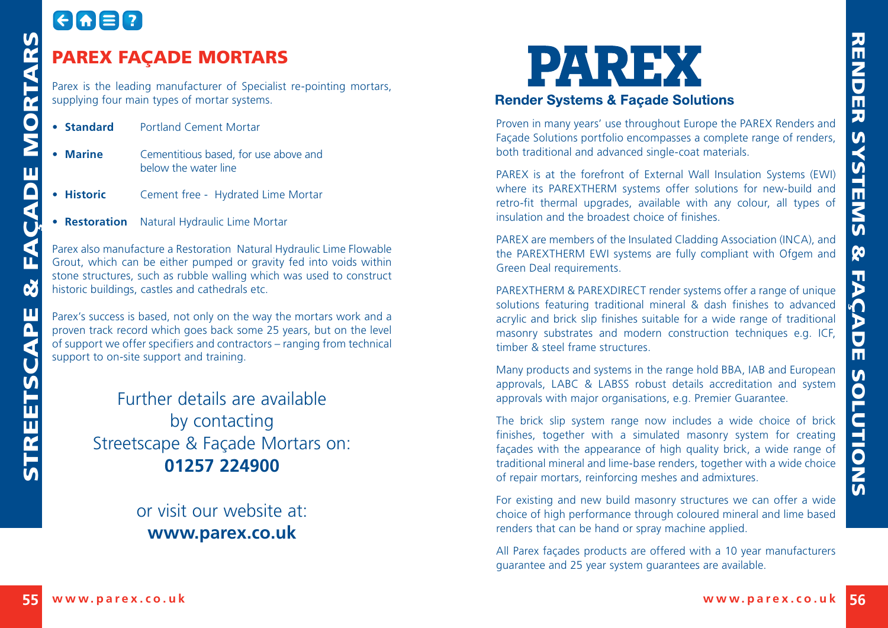# PAREX FAÇADE MORTARS

Parex is the leading manufacturer of Specialist re-pointing mortars, supplying four main types of mortar systems.

- **Standard** Portland Cement Mortar
- **Marine** Cementitious based, for use above and below the water line
- **Historic** Cement free - Hydrated Lime Mortar
- **Restoration** Natural Hydraulic Lime Mortar

Parex also manufacture a Restoration Natural Hydraulic Lime Flowable Grout, which can be either pumped or gravity fed into voids within stone structures, such as rubble walling which was used to construct historic buildings, castles and cathedrals etc.

Parex's success is based, not only on the way the mortars work and a proven track record which goes back some 25 years, but on the level of support we offer specifiers and contractors – ranging from technical support to on-site support and training.

Further details are available by contacting Streetscape & Façade Mortars on:
**01257 224900**

or visit our website at:
**www.parex.co.uk**

# PAREX

## Render Systems & Façade Solutions

Proven in many years' use throughout Europe the PAREX Renders and Façade Solutions portfolio encompasses a complete range of renders, both traditional and advanced single-coat materials.

PAREX is at the forefront of External Wall Insulation Systems (EWI) where its PAREXTHERM systems offer solutions for new-build and retro-fit thermal upgrades, available with any colour, all types of insulation and the broadest choice of finishes.

PAREX are members of the Insulated Cladding Association (INCA), and the PAREXTHERM EWI systems are fully compliant with Ofgem and Green Deal requirements.

PAREXTHERM & PAREXDIRECT render systems offer a range of unique solutions featuring traditional mineral & dash finishes to advanced acrylic and brick slip finishes suitable for a wide range of traditional masonry substrates and modern construction techniques e.g. ICF, timber & steel frame structures.

Many products and systems in the range hold BBA, IAB and European approvals, LABC & LABSS robust details accreditation and system approvals with major organisations, e.g. Premier Guarantee.

The brick slip system range now includes a wide choice of brick finishes, together with a simulated masonry system for creating façades with the appearance of high quality brick, a wide range of traditional mineral and lime-base renders, together with a wide choice of repair mortars, reinforcing meshes and admixtures.

For existing and new build masonry structures we can offer a wide choice of high performance through coloured mineral and lime based renders that can be hand or spray machine applied.

All Parex façades products are offered with a 10 year manufacturers guarantee and 25 year system guarantees are available.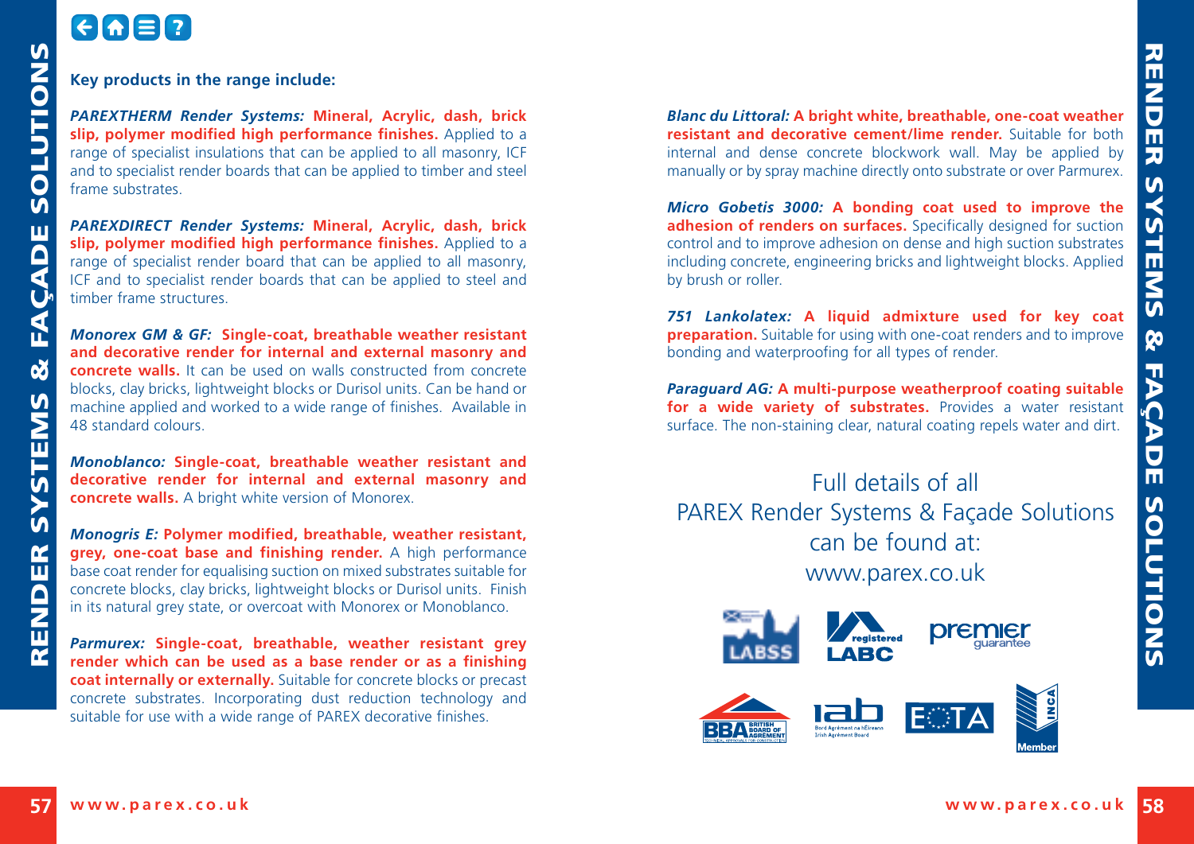**Key products in the range include:**

***PAREXTHERM Render Systems:*** **Mineral, Acrylic, dash, brick slip, polymer modified high performance finishes.** Applied to a range of specialist insulations that can be applied to all masonry, ICF and to specialist render boards that can be applied to timber and steel frame substrates.

***PAREXDIRECT Render Systems:*** **Mineral, Acrylic, dash, brick slip, polymer modified high performance finishes.** Applied to a range of specialist render board that can be applied to all masonry, ICF and to specialist render boards that can be applied to steel and timber frame structures.

***Monorex GM & GF:*** **Single-coat, breathable weather resistant and decorative render for internal and external masonry and concrete walls.** It can be used on walls constructed from concrete blocks, clay bricks, lightweight blocks or Durisol units. Can be hand or machine applied and worked to a wide range of finishes. Available in 48 standard colours.

***Monoblanco:*** **Single-coat, breathable weather resistant and decorative render for internal and external masonry and concrete walls.** A bright white version of Monorex.

***Monogris E:*** **Polymer modified, breathable, weather resistant, grey, one-coat base and finishing render.** A high performance base coat render for equalising suction on mixed substrates suitable for concrete blocks, clay bricks, lightweight blocks or Durisol units. Finish in its natural grey state, or overcoat with Monorex or Monoblanco.

***Parmurex:*** **Single-coat, breathable, weather resistant grey render which can be used as a base render or as a finishing coat internally or externally.** Suitable for concrete blocks or precast concrete substrates. Incorporating dust reduction technology and suitable for use with a wide range of PAREX decorative finishes.

***Blanc du Littoral:*** **A bright white, breathable, one-coat weather resistant and decorative cement/lime render.** Suitable for both internal and dense concrete blockwork wall. May be applied by manually or by spray machine directly onto substrate or over Parmurex.

***Micro Gobetis 3000:*** **A bonding coat used to improve the adhesion of renders on surfaces.** Specifically designed for suction control and to improve adhesion on dense and high suction substrates including concrete, engineering bricks and lightweight blocks. Applied by brush or roller.

***751 Lankolatex:*** **A liquid admixture used for key coat preparation.** Suitable for using with one-coat renders and to improve bonding and waterproofing for all types of render.

***Paraguard AG:*** **A multi-purpose weatherproof coating suitable for a wide variety of substrates.** Provides a water resistant surface. The non-staining clear, natural coating repels water and dirt.

Full details of all
PAREX Render Systems & Façade Solutions
can be found at:
www.parex.co.uk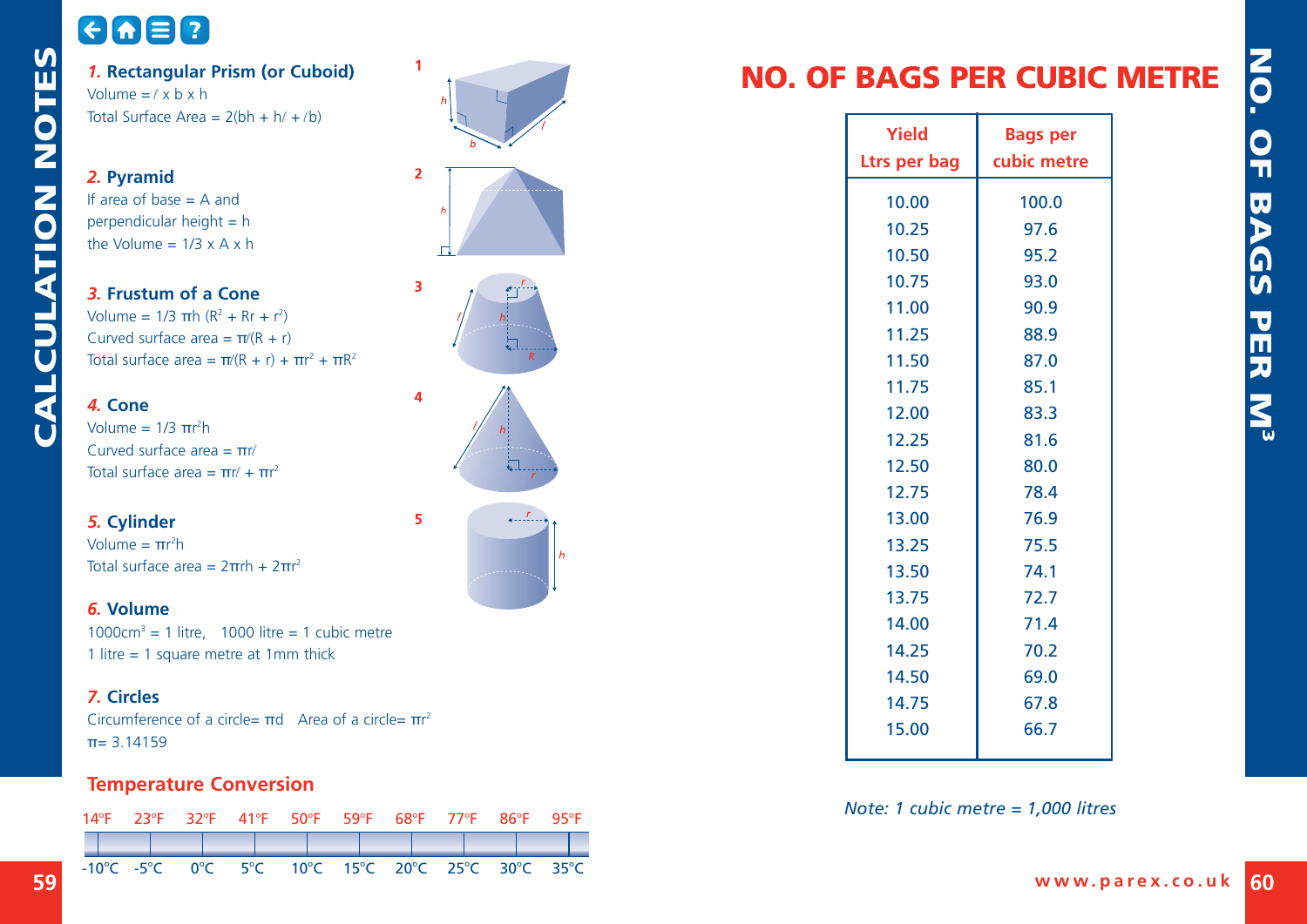# CALCULATION NOTES

### *1.* Rectangular Prism (or Cuboid)

Volume = $\ell \times b \times h$

Total Surface Area = $2(bh + h\ell + \ell b)$

### *2.* Pyramid

If area of base = A and perpendicular height = h the Volume = $1/3 \times A \times h$

### *3.* Frustum of a Cone

Volume = $1/3\ \pi h\ (R^2 + Rr + r^2)$

Curved surface area = $\pi\ell(R + r)$

Total surface area = $\pi\ell(R + r) + \pi r^2 + \pi R^2$

### *4.* Cone

Volume = $1/3\ \pi r^2 h$

Curved surface area = $\pi r \ell$

Total surface area = $\pi r \ell + \pi r^2$

### *5.* Cylinder

Volume = $\pi r^2 h$

Total surface area = $2\pi rh + 2\pi r^2$

### *6.* Volume

$1000cm^3$ = 1 litre, 1000 litre = 1 cubic metre

1 litre = 1 square metre at 1mm thick

### *7.* Circles

Circumference of a circle= $\pi d$ Area of a circle= $\pi r^2$

$\pi$= 3.14159

### Temperature Conversion

| 14°F | 23°F | 32°F | 41°F | 50°F | 59°F | 68°F | 77°F | 86°F | 95°F |
|---|---|---|---|---|---|---|---|---|---|
| -10°C | -5°C | 0°C | 5°C | 10°C | 15°C | 20°C | 25°C | 30°C | 35°C |

# NO. OF BAGS PER CUBIC METRE

| Yield Ltrs per bag | Bags per cubic metre |
|---|---|
| 10.00 | 100.0 |
| 10.25 | 97.6 |
| 10.50 | 95.2 |
| 10.75 | 93.0 |
| 11.00 | 90.9 |
| 11.25 | 88.9 |
| 11.50 | 87.0 |
| 11.75 | 85.1 |
| 12.00 | 83.3 |
| 12.25 | 81.6 |
| 12.50 | 80.0 |
| 12.75 | 78.4 |
| 13.00 | 76.9 |
| 13.25 | 75.5 |
| 13.50 | 74.1 |
| 13.75 | 72.7 |
| 14.00 | 71.4 |
| 14.25 | 70.2 |
| 14.50 | 69.0 |
| 14.75 | 67.8 |
| 15.00 | 66.7 |

*Note: 1 cubic metre = 1,000 litres*

www.parex.co.uk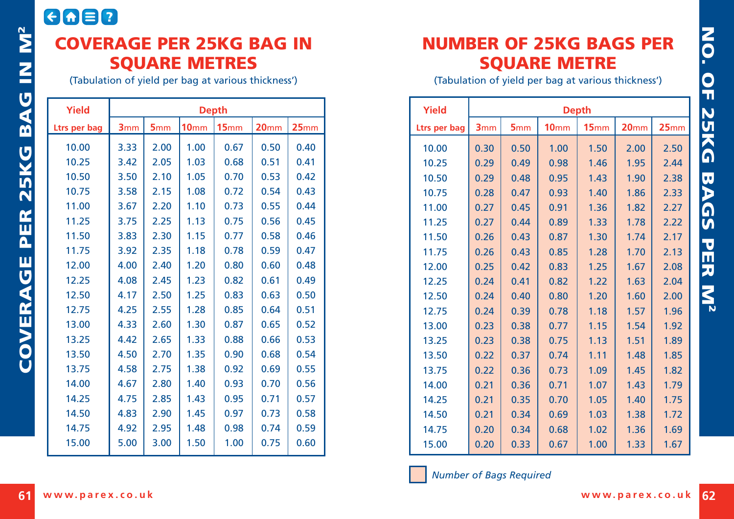# COVERAGE PER 25KG BAG IN SQUARE METRES

(Tabulation of yield per bag at various thickness')

| Yield | Depth | | | | | |
|---|---|---|---|---|---|---|
| Ltrs per bag | 3mm | 5mm | 10mm | 15mm | 20mm | 25mm |
| 10.00 | 3.33 | 2.00 | 1.00 | 0.67 | 0.50 | 0.40 |
| 10.25 | 3.42 | 2.05 | 1.03 | 0.68 | 0.51 | 0.41 |
| 10.50 | 3.50 | 2.10 | 1.05 | 0.70 | 0.53 | 0.42 |
| 10.75 | 3.58 | 2.15 | 1.08 | 0.72 | 0.54 | 0.43 |
| 11.00 | 3.67 | 2.20 | 1.10 | 0.73 | 0.55 | 0.44 |
| 11.25 | 3.75 | 2.25 | 1.13 | 0.75 | 0.56 | 0.45 |
| 11.50 | 3.83 | 2.30 | 1.15 | 0.77 | 0.58 | 0.46 |
| 11.75 | 3.92 | 2.35 | 1.18 | 0.78 | 0.59 | 0.47 |
| 12.00 | 4.00 | 2.40 | 1.20 | 0.80 | 0.60 | 0.48 |
| 12.25 | 4.08 | 2.45 | 1.23 | 0.82 | 0.61 | 0.49 |
| 12.50 | 4.17 | 2.50 | 1.25 | 0.83 | 0.63 | 0.50 |
| 12.75 | 4.25 | 2.55 | 1.28 | 0.85 | 0.64 | 0.51 |
| 13.00 | 4.33 | 2.60 | 1.30 | 0.87 | 0.65 | 0.52 |
| 13.25 | 4.42 | 2.65 | 1.33 | 0.88 | 0.66 | 0.53 |
| 13.50 | 4.50 | 2.70 | 1.35 | 0.90 | 0.68 | 0.54 |
| 13.75 | 4.58 | 2.75 | 1.38 | 0.92 | 0.69 | 0.55 |
| 14.00 | 4.67 | 2.80 | 1.40 | 0.93 | 0.70 | 0.56 |
| 14.25 | 4.75 | 2.85 | 1.43 | 0.95 | 0.71 | 0.57 |
| 14.50 | 4.83 | 2.90 | 1.45 | 0.97 | 0.73 | 0.58 |
| 14.75 | 4.92 | 2.95 | 1.48 | 0.98 | 0.74 | 0.59 |
| 15.00 | 5.00 | 3.00 | 1.50 | 1.00 | 0.75 | 0.60 |

# NUMBER OF 25KG BAGS PER SQUARE METRE

(Tabulation of yield per bag at various thickness')

| Yield | Depth | | | | | |
|---|---|---|---|---|---|---|
| Ltrs per bag | 3mm | 5mm | 10mm | 15mm | 20mm | 25mm |
| 10.00 | 0.30 | 0.50 | 1.00 | 1.50 | 2.00 | 2.50 |
| 10.25 | 0.29 | 0.49 | 0.98 | 1.46 | 1.95 | 2.44 |
| 10.50 | 0.29 | 0.48 | 0.95 | 1.43 | 1.90 | 2.38 |
| 10.75 | 0.28 | 0.47 | 0.93 | 1.40 | 1.86 | 2.33 |
| 11.00 | 0.27 | 0.45 | 0.91 | 1.36 | 1.82 | 2.27 |
| 11.25 | 0.27 | 0.44 | 0.89 | 1.33 | 1.78 | 2.22 |
| 11.50 | 0.26 | 0.43 | 0.87 | 1.30 | 1.74 | 2.17 |
| 11.75 | 0.26 | 0.43 | 0.85 | 1.28 | 1.70 | 2.13 |
| 12.00 | 0.25 | 0.42 | 0.83 | 1.25 | 1.67 | 2.08 |
| 12.25 | 0.24 | 0.41 | 0.82 | 1.22 | 1.63 | 2.04 |
| 12.50 | 0.24 | 0.40 | 0.80 | 1.20 | 1.60 | 2.00 |
| 12.75 | 0.24 | 0.39 | 0.78 | 1.18 | 1.57 | 1.96 |
| 13.00 | 0.23 | 0.38 | 0.77 | 1.15 | 1.54 | 1.92 |
| 13.25 | 0.23 | 0.38 | 0.75 | 1.13 | 1.51 | 1.89 |
| 13.50 | 0.22 | 0.37 | 0.74 | 1.11 | 1.48 | 1.85 |
| 13.75 | 0.22 | 0.36 | 0.73 | 1.09 | 1.45 | 1.82 |
| 14.00 | 0.21 | 0.36 | 0.71 | 1.07 | 1.43 | 1.79 |
| 14.25 | 0.21 | 0.35 | 0.70 | 1.05 | 1.40 | 1.75 |
| 14.50 | 0.21 | 0.34 | 0.69 | 1.03 | 1.38 | 1.72 |
| 14.75 | 0.20 | 0.34 | 0.68 | 1.02 | 1.36 | 1.69 |
| 15.00 | 0.20 | 0.33 | 0.67 | 1.00 | 1.33 | 1.67 |

*Number of Bags Required*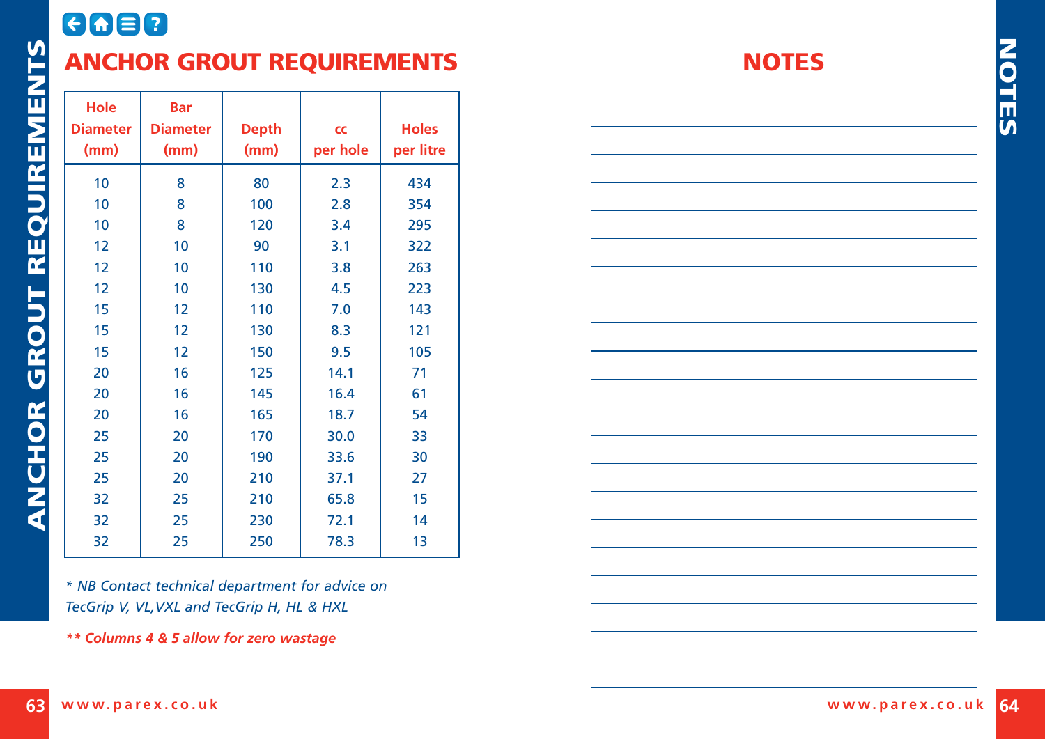# ANCHOR GROUT REQUIREMENTS

| Hole Diameter (mm) | Bar Diameter (mm) | Depth (mm) | cc per hole | Holes per litre |
|---|---|---|---|---|
| 10 | 8 | 80 | 2.3 | 434 |
| 10 | 8 | 100 | 2.8 | 354 |
| 10 | 8 | 120 | 3.4 | 295 |
| 12 | 10 | 90 | 3.1 | 322 |
| 12 | 10 | 110 | 3.8 | 263 |
| 12 | 10 | 130 | 4.5 | 223 |
| 15 | 12 | 110 | 7.0 | 143 |
| 15 | 12 | 130 | 8.3 | 121 |
| 15 | 12 | 150 | 9.5 | 105 |
| 20 | 16 | 125 | 14.1 | 71 |
| 20 | 16 | 145 | 16.4 | 61 |
| 20 | 16 | 165 | 18.7 | 54 |
| 25 | 20 | 170 | 30.0 | 33 |
| 25 | 20 | 190 | 33.6 | 30 |
| 25 | 20 | 210 | 37.1 | 27 |
| 32 | 25 | 210 | 65.8 | 15 |
| 32 | 25 | 230 | 72.1 | 14 |
| 32 | 25 | 250 | 78.3 | 13 |

*\* NB Contact technical department for advice on TecGrip V, VL,VXL and TecGrip H, HL & HXL*

***\*\* Columns 4 & 5 allow for zero wastage***

# NOTES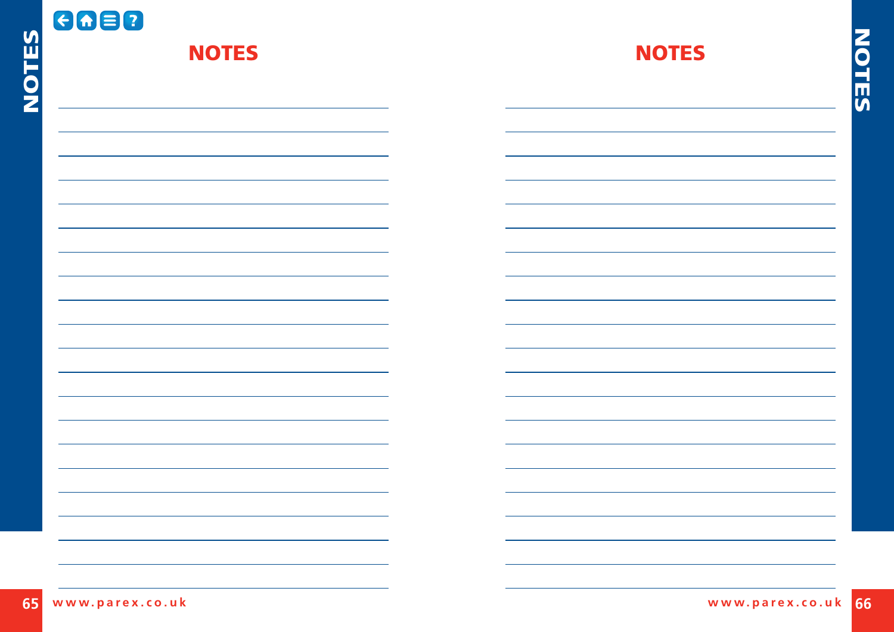# NOTES

# NOTES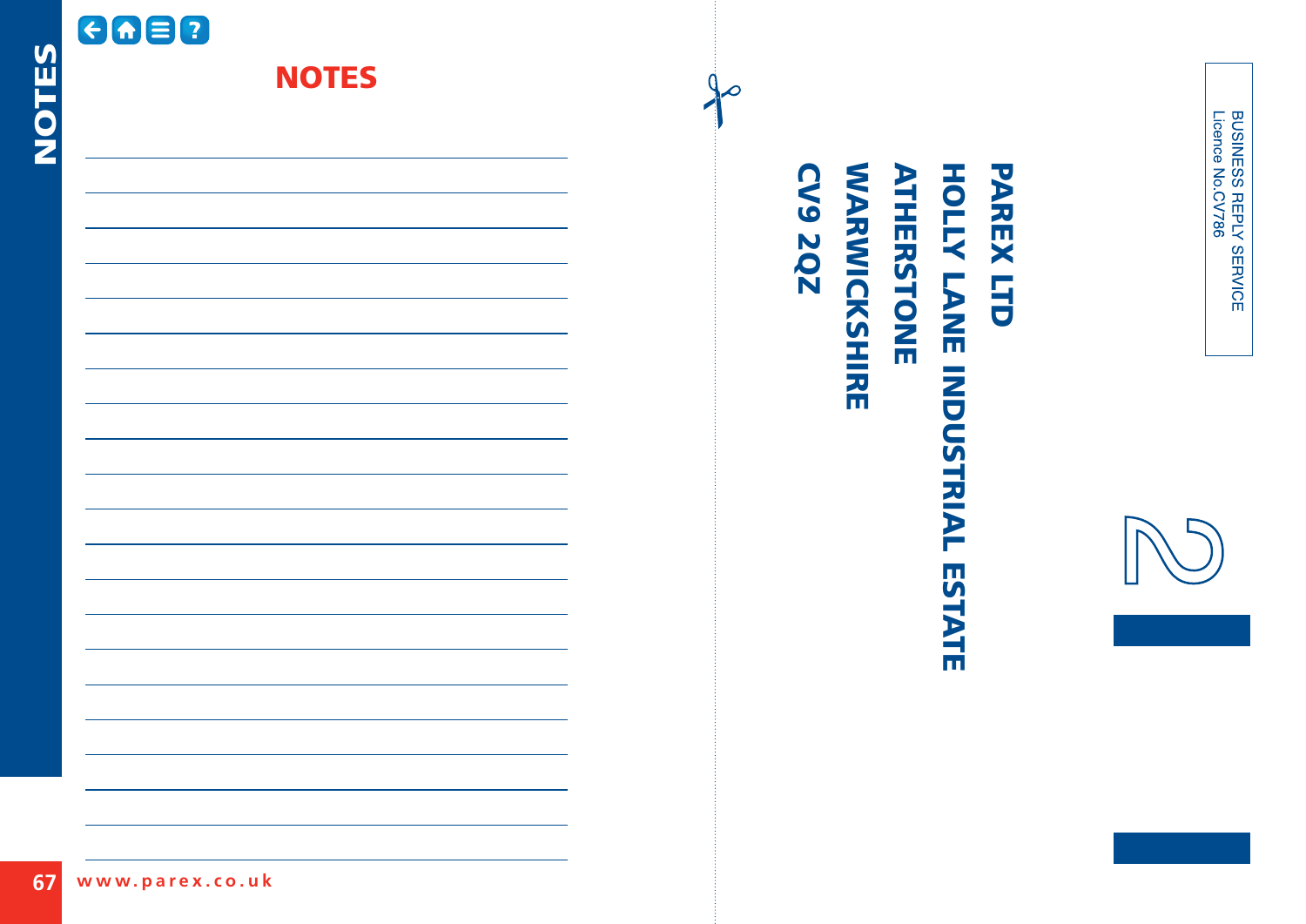# NOTES

BUSINESS REPLY SERVICE
Licence No.CV786

**PAREX LTD**
**HOLLY LANE INDUSTRIAL ESTATE**
**ATHERSTONE**
**WARWICKSHIRE**
**CV9 2QZ**

2

www.parex.co.uk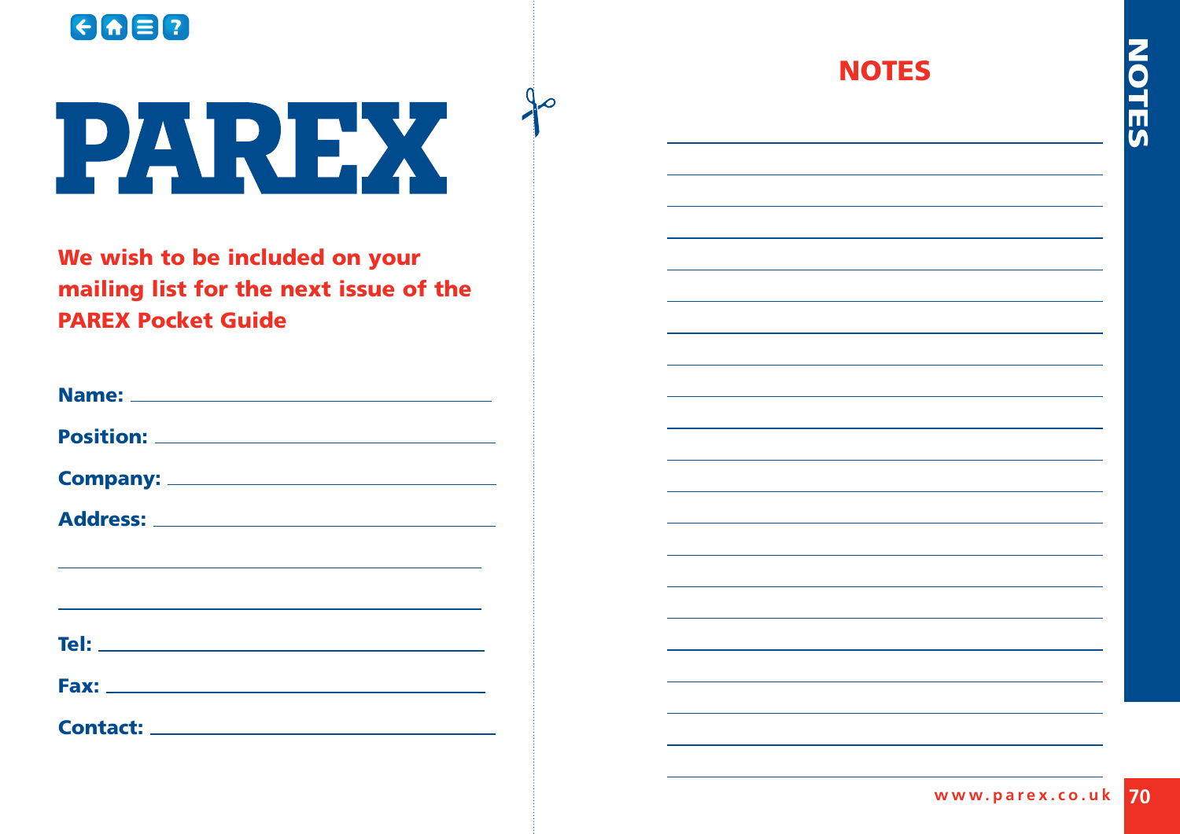# PAREX

**We wish to be included on your mailing list for the next issue of the PAREX Pocket Guide**

**Name:** \_\_\_\_\_\_\_\_\_\_\_\_\_\_\_\_\_\_\_\_\_\_\_\_\_\_\_\_\_\_

**Position:** \_\_\_\_\_\_\_\_\_\_\_\_\_\_\_\_\_\_\_\_\_\_\_\_\_\_\_\_\_\_

**Company:** \_\_\_\_\_\_\_\_\_\_\_\_\_\_\_\_\_\_\_\_\_\_\_\_\_\_\_\_\_\_

**Address:** \_\_\_\_\_\_\_\_\_\_\_\_\_\_\_\_\_\_\_\_\_\_\_\_\_\_\_\_\_\_

\_\_\_\_\_\_\_\_\_\_\_\_\_\_\_\_\_\_\_\_\_\_\_\_\_\_\_\_\_\_\_\_\_\_\_\_\_\_\_\_

\_\_\_\_\_\_\_\_\_\_\_\_\_\_\_\_\_\_\_\_\_\_\_\_\_\_\_\_\_\_\_\_\_\_\_\_\_\_\_\_

**Tel:** \_\_\_\_\_\_\_\_\_\_\_\_\_\_\_\_\_\_\_\_\_\_\_\_\_\_\_\_\_\_

**Fax:** \_\_\_\_\_\_\_\_\_\_\_\_\_\_\_\_\_\_\_\_\_\_\_\_\_\_\_\_\_\_

**Contact:** \_\_\_\_\_\_\_\_\_\_\_\_\_\_\_\_\_\_\_\_\_\_\_\_\_\_\_\_\_\_

## NOTES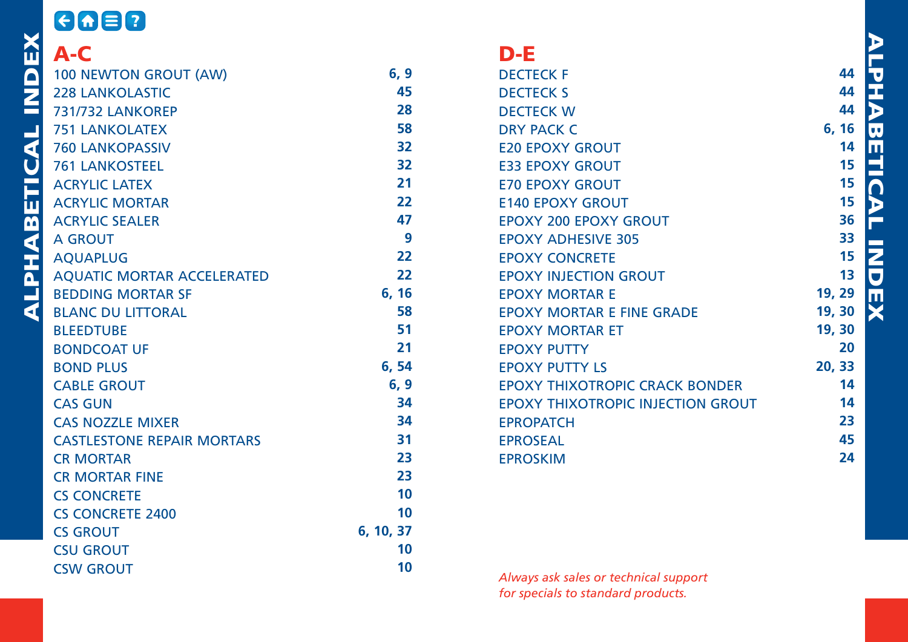## A-C

| Product | Page |
|---|---|
| 100 NEWTON GROUT (AW) | 6, 9 |
| 228 LANKOLASTIC | 45 |
| 731/732 LANKOREP | 28 |
| 751 LANKOLATEX | 58 |
| 760 LANKOPASSIV | 32 |
| 761 LANKOSTEEL | 32 |
| ACRYLIC LATEX | 21 |
| ACRYLIC MORTAR | 22 |
| ACRYLIC SEALER | 47 |
| A GROUT | 9 |
| AQUAPLUG | 22 |
| AQUATIC MORTAR ACCELERATED | 22 |
| BEDDING MORTAR SF | 6, 16 |
| BLANC DU LITTORAL | 58 |
| BLEEDTUBE | 51 |
| BONDCOAT UF | 21 |
| BOND PLUS | 6, 54 |
| CABLE GROUT | 6, 9 |
| CAS GUN | 34 |
| CAS NOZZLE MIXER | 34 |
| CASTLESTONE REPAIR MORTARS | 31 |
| CR MORTAR | 23 |
| CR MORTAR FINE | 23 |
| CS CONCRETE | 10 |
| CS CONCRETE 2400 | 10 |
| CS GROUT | 6, 10, 37 |
| CSU GROUT | 10 |
| CSW GROUT | 10 |

## D-E

| Product | Page |
|---|---|
| DECTECK F | 44 |
| DECTECK S | 44 |
| DECTECK W | 44 |
| DRY PACK C | 6, 16 |
| E20 EPOXY GROUT | 14 |
| E33 EPOXY GROUT | 15 |
| E70 EPOXY GROUT | 15 |
| E140 EPOXY GROUT | 15 |
| EPOXY 200 EPOXY GROUT | 36 |
| EPOXY ADHESIVE 305 | 33 |
| EPOXY CONCRETE | 15 |
| EPOXY INJECTION GROUT | 13 |
| EPOXY MORTAR E | 19, 29 |
| EPOXY MORTAR E FINE GRADE | 19, 30 |
| EPOXY MORTAR ET | 19, 30 |
| EPOXY PUTTY | 20 |
| EPOXY PUTTY LS | 20, 33 |
| EPOXY THIXOTROPIC CRACK BONDER | 14 |
| EPOXY THIXOTROPIC INJECTION GROUT | 14 |
| EPROPATCH | 23 |
| EPROSEAL | 45 |
| EPROSKIM | 24 |

*Always ask sales or technical support for specials to standard products.*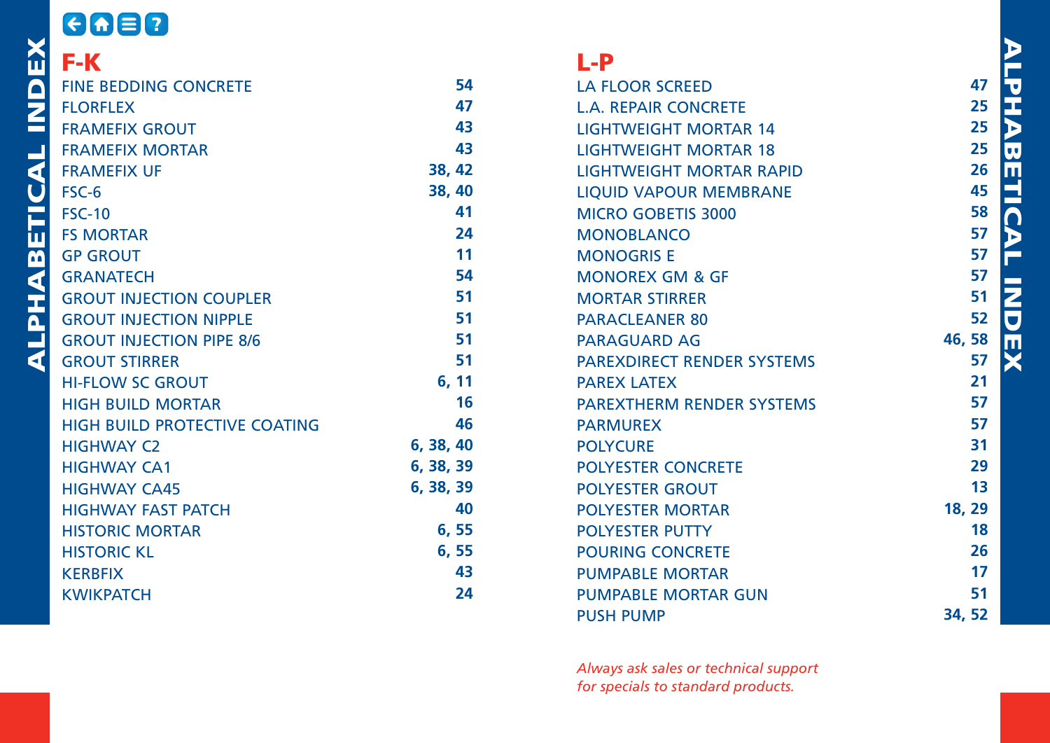## F-K

| | |
|---|---|
| FINE BEDDING CONCRETE | 54 |
| FLORFLEX | 47 |
| FRAMEFIX GROUT | 43 |
| FRAMEFIX MORTAR | 43 |
| FRAMEFIX UF | 38, 42 |
| FSC-6 | 38, 40 |
| FSC-10 | 41 |
| FS MORTAR | 24 |
| GP GROUT | 11 |
| GRANATECH | 54 |
| GROUT INJECTION COUPLER | 51 |
| GROUT INJECTION NIPPLE | 51 |
| GROUT INJECTION PIPE 8/6 | 51 |
| GROUT STIRRER | 51 |
| HI-FLOW SC GROUT | 6, 11 |
| HIGH BUILD MORTAR | 16 |
| HIGH BUILD PROTECTIVE COATING | 46 |
| HIGHWAY C2 | 6, 38, 40 |
| HIGHWAY CA1 | 6, 38, 39 |
| HIGHWAY CA45 | 6, 38, 39 |
| HIGHWAY FAST PATCH | 40 |
| HISTORIC MORTAR | 6, 55 |
| HISTORIC KL | 6, 55 |
| KERBFIX | 43 |
| KWIKPATCH | 24 |

## L-P

| | |
|---|---|
| LA FLOOR SCREED | 47 |
| L.A. REPAIR CONCRETE | 25 |
| LIGHTWEIGHT MORTAR 14 | 25 |
| LIGHTWEIGHT MORTAR 18 | 25 |
| LIGHTWEIGHT MORTAR RAPID | 26 |
| LIQUID VAPOUR MEMBRANE | 45 |
| MICRO GOBETIS 3000 | 58 |
| MONOBLANCO | 57 |
| MONOGRIS E | 57 |
| MONOREX GM & GF | 57 |
| MORTAR STIRRER | 51 |
| PARACLEANER 80 | 52 |
| PARAGUARD AG | 46, 58 |
| PAREXDIRECT RENDER SYSTEMS | 57 |
| PAREX LATEX | 21 |
| PAREXTHERM RENDER SYSTEMS | 57 |
| PARMUREX | 57 |
| POLYCURE | 31 |
| POLYESTER CONCRETE | 29 |
| POLYESTER GROUT | 13 |
| POLYESTER MORTAR | 18, 29 |
| POLYESTER PUTTY | 18 |
| POURING CONCRETE | 26 |
| PUMPABLE MORTAR | 17 |
| PUMPABLE MORTAR GUN | 51 |
| PUSH PUMP | 34, 52 |

*Always ask sales or technical support for specials to standard products.*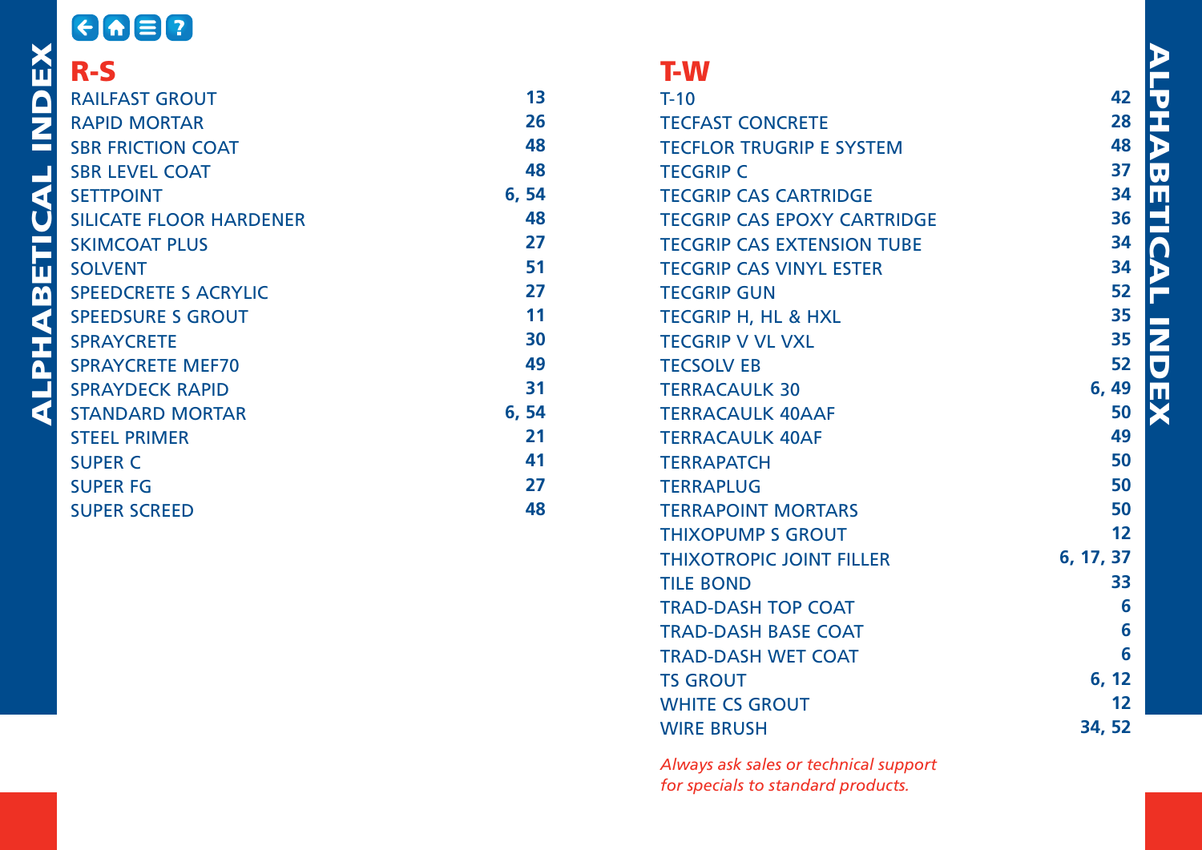## R-S

| Product | Page |
|---|---|
| RAILFAST GROUT | 13 |
| RAPID MORTAR | 26 |
| SBR FRICTION COAT | 48 |
| SBR LEVEL COAT | 48 |
| SETTPOINT | 6, 54 |
| SILICATE FLOOR HARDENER | 48 |
| SKIMCOAT PLUS | 27 |
| SOLVENT | 51 |
| SPEEDCRETE S ACRYLIC | 27 |
| SPEEDSURE S GROUT | 11 |
| SPRAYCRETE | 30 |
| SPRAYCRETE MEF70 | 49 |
| SPRAYDECK RAPID | 31 |
| STANDARD MORTAR | 6, 54 |
| STEEL PRIMER | 21 |
| SUPER C | 41 |
| SUPER FG | 27 |
| SUPER SCREED | 48 |

## T-W

| Product | Page |
|---|---|
| T-10 | 42 |
| TECFAST CONCRETE | 28 |
| TECFLOR TRUGRIP E SYSTEM | 48 |
| TECGRIP C | 37 |
| TECGRIP CAS CARTRIDGE | 34 |
| TECGRIP CAS EPOXY CARTRIDGE | 36 |
| TECGRIP CAS EXTENSION TUBE | 34 |
| TECGRIP CAS VINYL ESTER | 34 |
| TECGRIP GUN | 52 |
| TECGRIP H, HL & HXL | 35 |
| TECGRIP V VL VXL | 35 |
| TECSOLV EB | 52 |
| TERRACAULK 30 | 6, 49 |
| TERRACAULK 40AAF | 50 |
| TERRACAULK 40AF | 49 |
| TERRAPATCH | 50 |
| TERRAPLUG | 50 |
| TERRAPOINT MORTARS | 50 |
| THIXOPUMP S GROUT | 12 |
| THIXOTROPIC JOINT FILLER | 6, 17, 37 |
| TILE BOND | 33 |
| TRAD-DASH TOP COAT | 6 |
| TRAD-DASH BASE COAT | 6 |
| TRAD-DASH WET COAT | 6 |
| TS GROUT | 6, 12 |
| WHITE CS GROUT | 12 |
| WIRE BRUSH | 34, 52 |

*Always ask sales or technical support for specials to standard products.*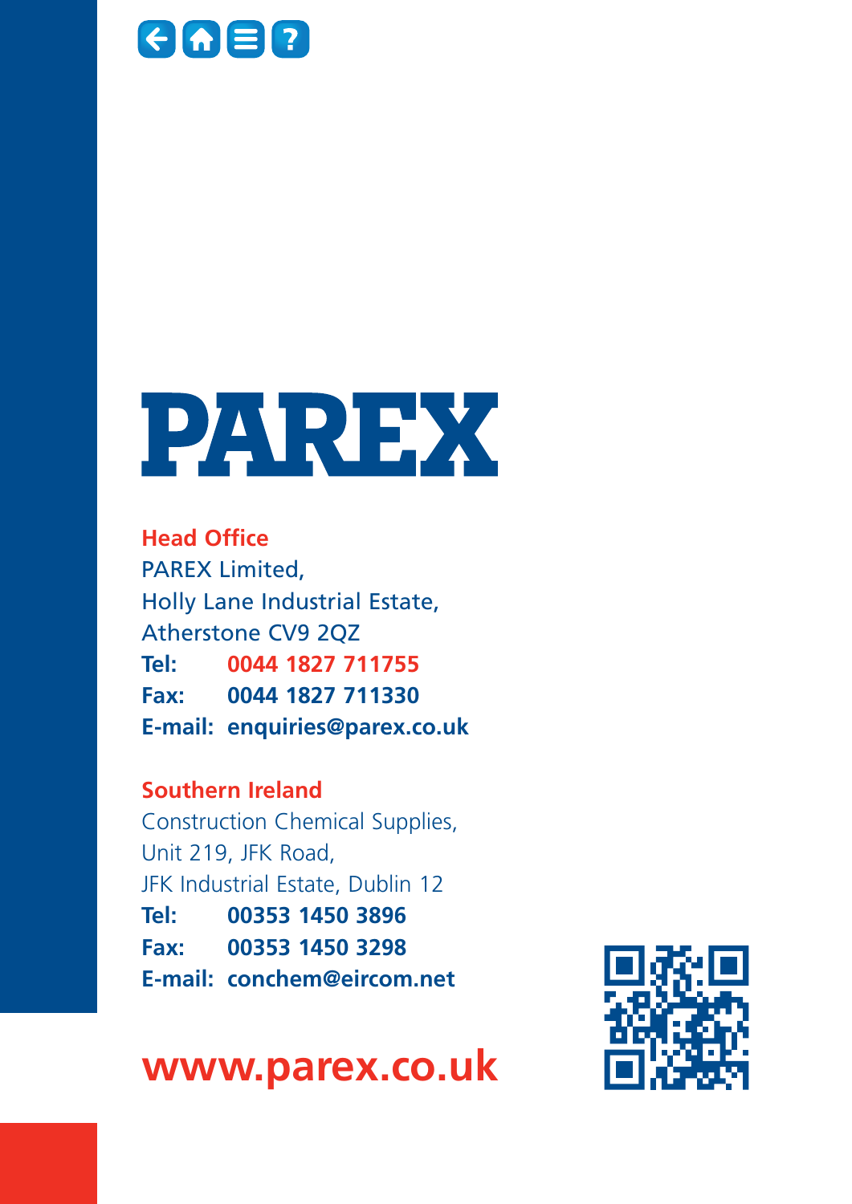# PAREX

**Head Office**

PAREX Limited,
Holly Lane Industrial Estate,
Atherstone CV9 2QZ

**Tel:** **0044 1827 711755**
**Fax:** **0044 1827 711330**
**E-mail:** **enquiries@parex.co.uk**

**Southern Ireland**

Construction Chemical Supplies,
Unit 219, JFK Road,
JFK Industrial Estate, Dublin 12

**Tel:** **00353 1450 3896**
**Fax:** **00353 1450 3298**
**E-mail:** **conchem@eircom.net**

**www.parex.co.uk**